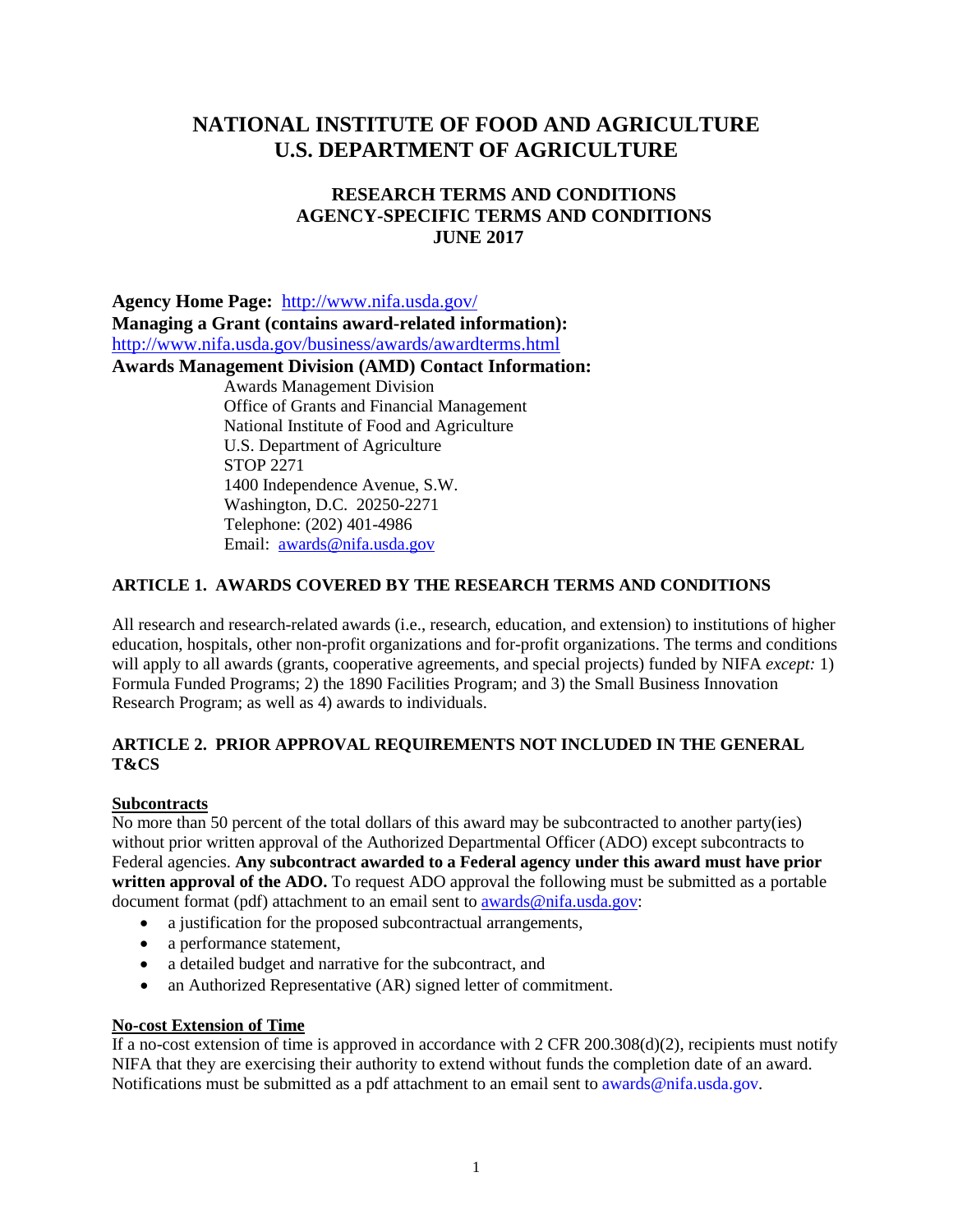# NATIONAL INSTITUTE OF FOOD AND AGRICULTURE
# U.S. DEPARTMENT OF AGRICULTURE

## RESEARCH TERMS AND CONDITIONS
## AGENCY-SPECIFIC TERMS AND CONDITIONS
## JUNE 2017

**Agency Home Page:** http://www.nifa.usda.gov/

**Managing a Grant (contains award-related information):**
http://www.nifa.usda.gov/business/awards/awardterms.html

**Awards Management Division (AMD) Contact Information:**

Awards Management Division
Office of Grants and Financial Management
National Institute of Food and Agriculture
U.S. Department of Agriculture
STOP 2271
1400 Independence Avenue, S.W.
Washington, D.C. 20250-2271
Telephone: (202) 401-4986
Email: awards@nifa.usda.gov

### ARTICLE 1. AWARDS COVERED BY THE RESEARCH TERMS AND CONDITIONS

All research and research-related awards (i.e., research, education, and extension) to institutions of higher education, hospitals, other non-profit organizations and for-profit organizations. The terms and conditions will apply to all awards (grants, cooperative agreements, and special projects) funded by NIFA *except:* 1) Formula Funded Programs; 2) the 1890 Facilities Program; and 3) the Small Business Innovation Research Program; as well as 4) awards to individuals.

### ARTICLE 2. PRIOR APPROVAL REQUIREMENTS NOT INCLUDED IN THE GENERAL T&CS

**Subcontracts**

No more than 50 percent of the total dollars of this award may be subcontracted to another party(ies) without prior written approval of the Authorized Departmental Officer (ADO) except subcontracts to Federal agencies. **Any subcontract awarded to a Federal agency under this award must have prior written approval of the ADO.** To request ADO approval the following must be submitted as a portable document format (pdf) attachment to an email sent to awards@nifa.usda.gov:

- a justification for the proposed subcontractual arrangements,
- a performance statement,
- a detailed budget and narrative for the subcontract, and
- an Authorized Representative (AR) signed letter of commitment.

**No-cost Extension of Time**

If a no-cost extension of time is approved in accordance with 2 CFR 200.308(d)(2), recipients must notify NIFA that they are exercising their authority to extend without funds the completion date of an award. Notifications must be submitted as a pdf attachment to an email sent to awards@nifa.usda.gov.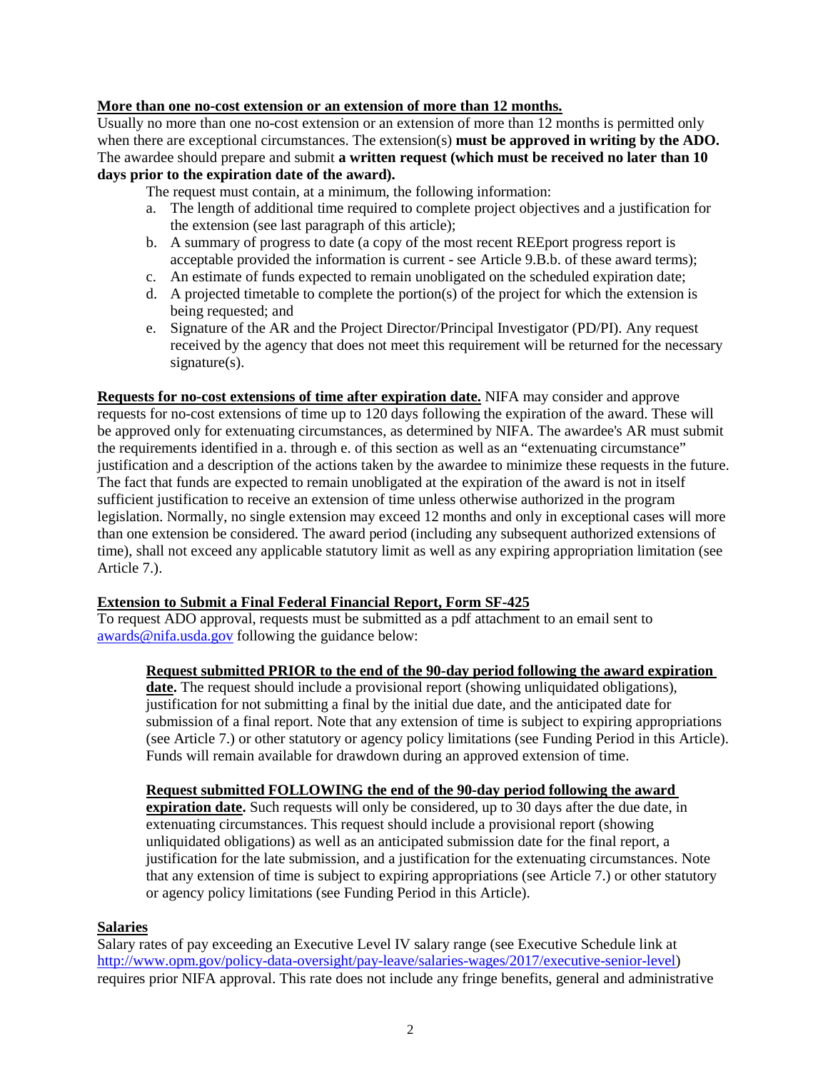**More than one no-cost extension or an extension of more than 12 months.**
Usually no more than one no-cost extension or an extension of more than 12 months is permitted only when there are exceptional circumstances. The extension(s) **must be approved in writing by the ADO.** The awardee should prepare and submit **a written request (which must be received no later than 10 days prior to the expiration date of the award).**

The request must contain, at a minimum, the following information:

a. The length of additional time required to complete project objectives and a justification for the extension (see last paragraph of this article);
b. A summary of progress to date (a copy of the most recent REEport progress report is acceptable provided the information is current - see Article 9.B.b. of these award terms);
c. An estimate of funds expected to remain unobligated on the scheduled expiration date;
d. A projected timetable to complete the portion(s) of the project for which the extension is being requested; and
e. Signature of the AR and the Project Director/Principal Investigator (PD/PI). Any request received by the agency that does not meet this requirement will be returned for the necessary signature(s).

**Requests for no-cost extensions of time after expiration date.** NIFA may consider and approve requests for no-cost extensions of time up to 120 days following the expiration of the award. These will be approved only for extenuating circumstances, as determined by NIFA. The awardee's AR must submit the requirements identified in a. through e. of this section as well as an "extenuating circumstance" justification and a description of the actions taken by the awardee to minimize these requests in the future. The fact that funds are expected to remain unobligated at the expiration of the award is not in itself sufficient justification to receive an extension of time unless otherwise authorized in the program legislation. Normally, no single extension may exceed 12 months and only in exceptional cases will more than one extension be considered. The award period (including any subsequent authorized extensions of time), shall not exceed any applicable statutory limit as well as any expiring appropriation limitation (see Article 7.).

**Extension to Submit a Final Federal Financial Report, Form SF-425**
To request ADO approval, requests must be submitted as a pdf attachment to an email sent to awards@nifa.usda.gov following the guidance below:

**Request submitted PRIOR to the end of the 90-day period following the award expiration date.** The request should include a provisional report (showing unliquidated obligations), justification for not submitting a final by the initial due date, and the anticipated date for submission of a final report. Note that any extension of time is subject to expiring appropriations (see Article 7.) or other statutory or agency policy limitations (see Funding Period in this Article). Funds will remain available for drawdown during an approved extension of time.

**Request submitted FOLLOWING the end of the 90-day period following the award expiration date.** Such requests will only be considered, up to 30 days after the due date, in extenuating circumstances. This request should include a provisional report (showing unliquidated obligations) as well as an anticipated submission date for the final report, a justification for the late submission, and a justification for the extenuating circumstances. Note that any extension of time is subject to expiring appropriations (see Article 7.) or other statutory or agency policy limitations (see Funding Period in this Article).

**Salaries**
Salary rates of pay exceeding an Executive Level IV salary range (see Executive Schedule link at http://www.opm.gov/policy-data-oversight/pay-leave/salaries-wages/2017/executive-senior-level) requires prior NIFA approval. This rate does not include any fringe benefits, general and administrative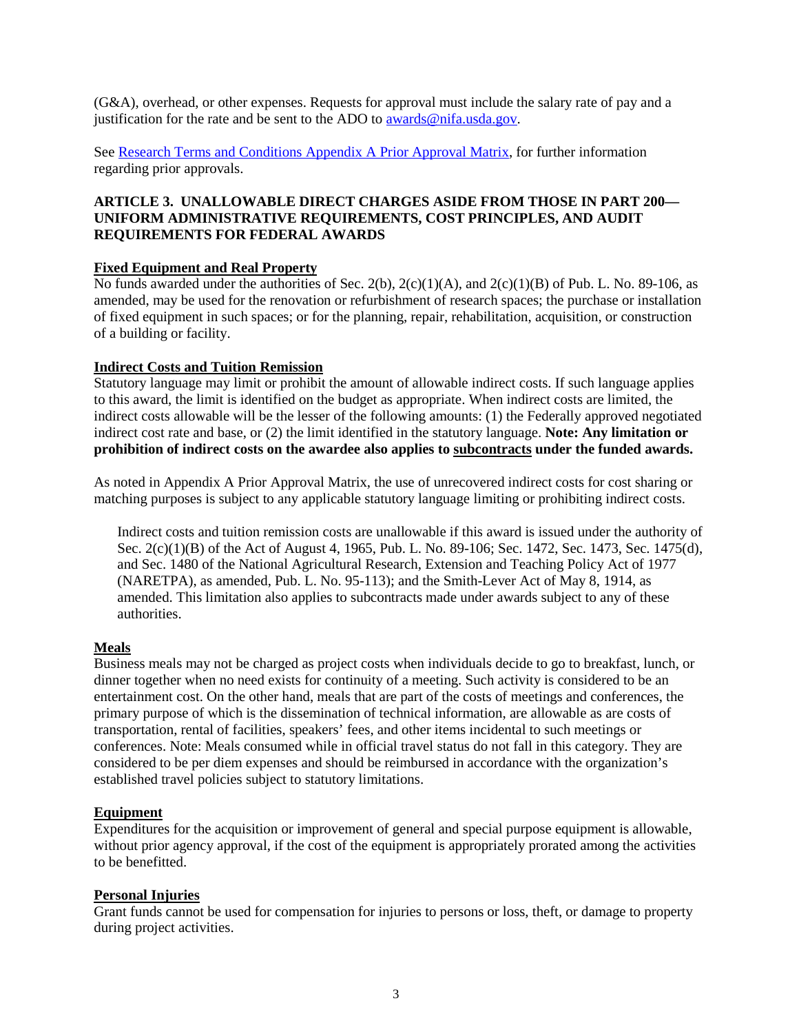(G&A), overhead, or other expenses. Requests for approval must include the salary rate of pay and a justification for the rate and be sent to the ADO to [awards@nifa.usda.gov](mailto:awards@nifa.usda.gov).

See [Research Terms and Conditions Appendix A Prior Approval Matrix](), for further information regarding prior approvals.

## ARTICLE 3. UNALLOWABLE DIRECT CHARGES ASIDE FROM THOSE IN PART 200—UNIFORM ADMINISTRATIVE REQUIREMENTS, COST PRINCIPLES, AND AUDIT REQUIREMENTS FOR FEDERAL AWARDS

### Fixed Equipment and Real Property

No funds awarded under the authorities of Sec. 2(b), 2(c)(1)(A), and 2(c)(1)(B) of Pub. L. No. 89-106, as amended, may be used for the renovation or refurbishment of research spaces; the purchase or installation of fixed equipment in such spaces; or for the planning, repair, rehabilitation, acquisition, or construction of a building or facility.

### Indirect Costs and Tuition Remission

Statutory language may limit or prohibit the amount of allowable indirect costs. If such language applies to this award, the limit is identified on the budget as appropriate. When indirect costs are limited, the indirect costs allowable will be the lesser of the following amounts: (1) the Federally approved negotiated indirect cost rate and base, or (2) the limit identified in the statutory language. **Note: Any limitation or prohibition of indirect costs on the awardee also applies to subcontracts under the funded awards.**

As noted in Appendix A Prior Approval Matrix, the use of unrecovered indirect costs for cost sharing or matching purposes is subject to any applicable statutory language limiting or prohibiting indirect costs.

> Indirect costs and tuition remission costs are unallowable if this award is issued under the authority of Sec. 2(c)(1)(B) of the Act of August 4, 1965, Pub. L. No. 89-106; Sec. 1472, Sec. 1473, Sec. 1475(d), and Sec. 1480 of the National Agricultural Research, Extension and Teaching Policy Act of 1977 (NARETPA), as amended, Pub. L. No. 95-113); and the Smith-Lever Act of May 8, 1914, as amended. This limitation also applies to subcontracts made under awards subject to any of these authorities.

### Meals

Business meals may not be charged as project costs when individuals decide to go to breakfast, lunch, or dinner together when no need exists for continuity of a meeting. Such activity is considered to be an entertainment cost. On the other hand, meals that are part of the costs of meetings and conferences, the primary purpose of which is the dissemination of technical information, are allowable as are costs of transportation, rental of facilities, speakers' fees, and other items incidental to such meetings or conferences. Note: Meals consumed while in official travel status do not fall in this category. They are considered to be per diem expenses and should be reimbursed in accordance with the organization's established travel policies subject to statutory limitations.

### Equipment

Expenditures for the acquisition or improvement of general and special purpose equipment is allowable, without prior agency approval, if the cost of the equipment is appropriately prorated among the activities to be benefitted.

### Personal Injuries

Grant funds cannot be used for compensation for injuries to persons or loss, theft, or damage to property during project activities.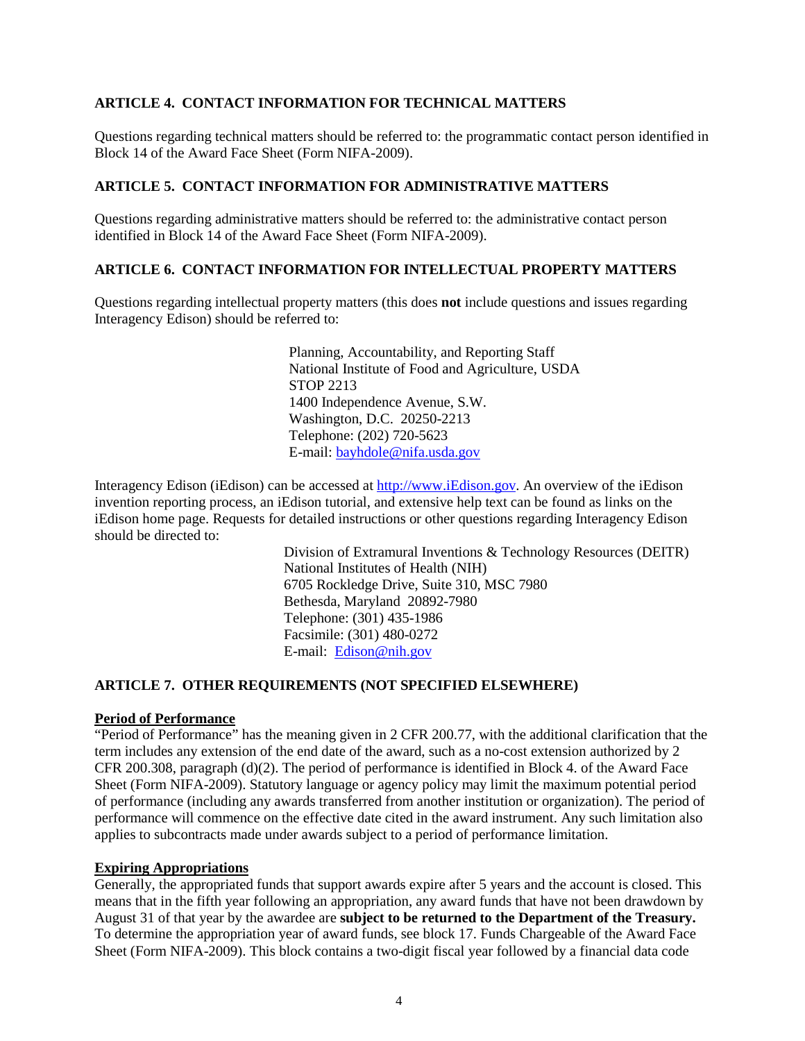### ARTICLE 4. CONTACT INFORMATION FOR TECHNICAL MATTERS

Questions regarding technical matters should be referred to: the programmatic contact person identified in Block 14 of the Award Face Sheet (Form NIFA-2009).

### ARTICLE 5. CONTACT INFORMATION FOR ADMINISTRATIVE MATTERS

Questions regarding administrative matters should be referred to: the administrative contact person identified in Block 14 of the Award Face Sheet (Form NIFA-2009).

### ARTICLE 6. CONTACT INFORMATION FOR INTELLECTUAL PROPERTY MATTERS

Questions regarding intellectual property matters (this does **not** include questions and issues regarding Interagency Edison) should be referred to:

Planning, Accountability, and Reporting Staff
National Institute of Food and Agriculture, USDA
STOP 2213
1400 Independence Avenue, S.W.
Washington, D.C. 20250-2213
Telephone: (202) 720-5623
E-mail: bayhdole@nifa.usda.gov

Interagency Edison (iEdison) can be accessed at http://www.iEdison.gov. An overview of the iEdison invention reporting process, an iEdison tutorial, and extensive help text can be found as links on the iEdison home page. Requests for detailed instructions or other questions regarding Interagency Edison should be directed to:

Division of Extramural Inventions & Technology Resources (DEITR)
National Institutes of Health (NIH)
6705 Rockledge Drive, Suite 310, MSC 7980
Bethesda, Maryland 20892-7980
Telephone: (301) 435-1986
Facsimile: (301) 480-0272
E-mail: Edison@nih.gov

### ARTICLE 7. OTHER REQUIREMENTS (NOT SPECIFIED ELSEWHERE)

**Period of Performance**

"Period of Performance" has the meaning given in 2 CFR 200.77, with the additional clarification that the term includes any extension of the end date of the award, such as a no-cost extension authorized by 2 CFR 200.308, paragraph (d)(2). The period of performance is identified in Block 4. of the Award Face Sheet (Form NIFA-2009). Statutory language or agency policy may limit the maximum potential period of performance (including any awards transferred from another institution or organization). The period of performance will commence on the effective date cited in the award instrument. Any such limitation also applies to subcontracts made under awards subject to a period of performance limitation.

**Expiring Appropriations**

Generally, the appropriated funds that support awards expire after 5 years and the account is closed. This means that in the fifth year following an appropriation, any award funds that have not been drawdown by August 31 of that year by the awardee are **subject to be returned to the Department of the Treasury.** To determine the appropriation year of award funds, see block 17. Funds Chargeable of the Award Face Sheet (Form NIFA-2009). This block contains a two-digit fiscal year followed by a financial data code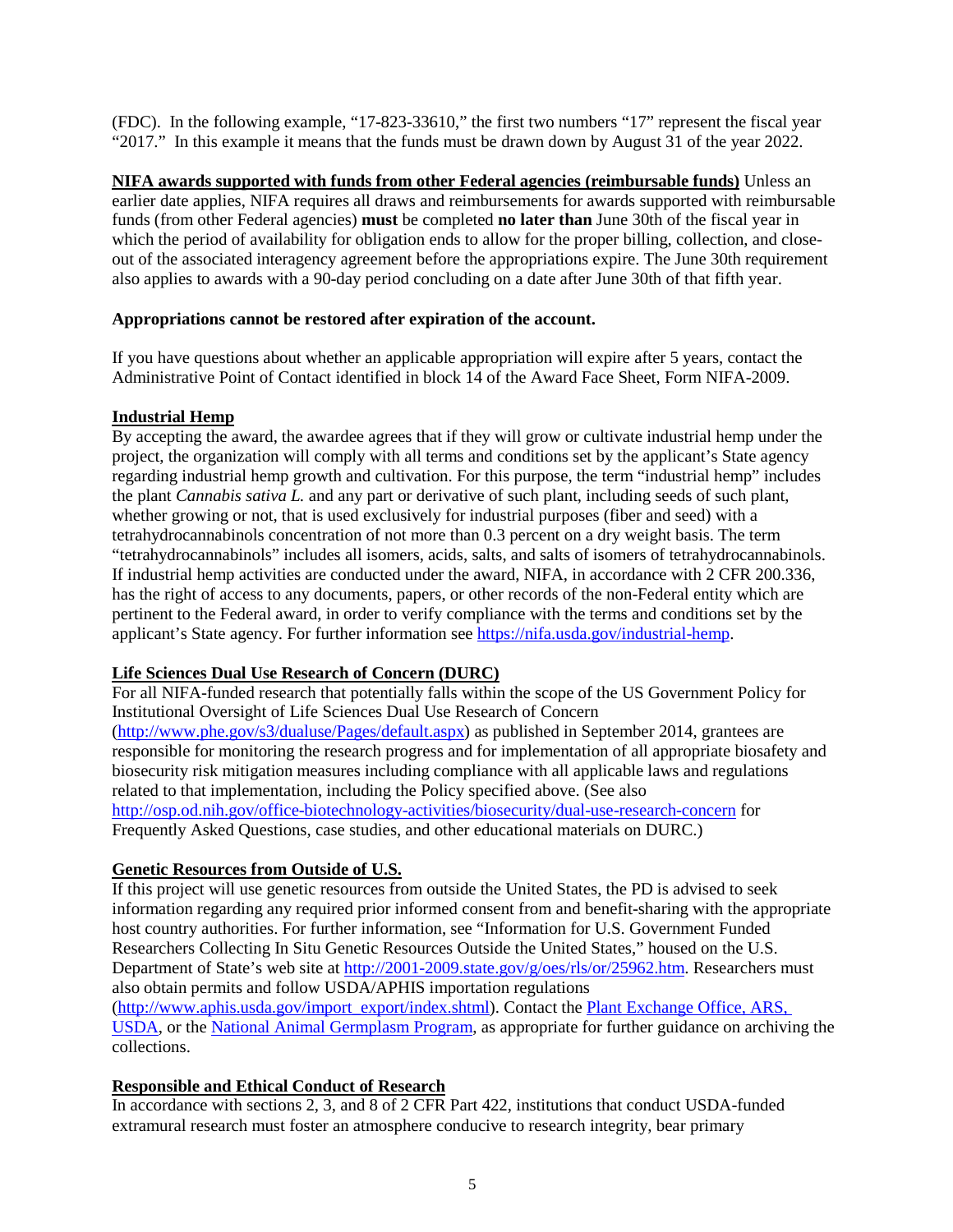(FDC). In the following example, "17-823-33610," the first two numbers "17" represent the fiscal year "2017." In this example it means that the funds must be drawn down by August 31 of the year 2022.

**NIFA awards supported with funds from other Federal agencies (reimbursable funds)** Unless an earlier date applies, NIFA requires all draws and reimbursements for awards supported with reimbursable funds (from other Federal agencies) **must** be completed **no later than** June 30th of the fiscal year in which the period of availability for obligation ends to allow for the proper billing, collection, and close-out of the associated interagency agreement before the appropriations expire. The June 30th requirement also applies to awards with a 90-day period concluding on a date after June 30th of that fifth year.

**Appropriations cannot be restored after expiration of the account.**

If you have questions about whether an applicable appropriation will expire after 5 years, contact the Administrative Point of Contact identified in block 14 of the Award Face Sheet, Form NIFA-2009.

## Industrial Hemp

By accepting the award, the awardee agrees that if they will grow or cultivate industrial hemp under the project, the organization will comply with all terms and conditions set by the applicant's State agency regarding industrial hemp growth and cultivation. For this purpose, the term "industrial hemp" includes the plant *Cannabis sativa L.* and any part or derivative of such plant, including seeds of such plant, whether growing or not, that is used exclusively for industrial purposes (fiber and seed) with a tetrahydrocannabinols concentration of not more than 0.3 percent on a dry weight basis. The term "tetrahydrocannabinols" includes all isomers, acids, salts, and salts of isomers of tetrahydrocannabinols. If industrial hemp activities are conducted under the award, NIFA, in accordance with 2 CFR 200.336, has the right of access to any documents, papers, or other records of the non-Federal entity which are pertinent to the Federal award, in order to verify compliance with the terms and conditions set by the applicant's State agency. For further information see https://nifa.usda.gov/industrial-hemp.

## Life Sciences Dual Use Research of Concern (DURC)

For all NIFA-funded research that potentially falls within the scope of the US Government Policy for Institutional Oversight of Life Sciences Dual Use Research of Concern (http://www.phe.gov/s3/dualuse/Pages/default.aspx) as published in September 2014, grantees are responsible for monitoring the research progress and for implementation of all appropriate biosafety and biosecurity risk mitigation measures including compliance with all applicable laws and regulations related to that implementation, including the Policy specified above. (See also http://osp.od.nih.gov/office-biotechnology-activities/biosecurity/dual-use-research-concern for Frequently Asked Questions, case studies, and other educational materials on DURC.)

## Genetic Resources from Outside of U.S.

If this project will use genetic resources from outside the United States, the PD is advised to seek information regarding any required prior informed consent from and benefit-sharing with the appropriate host country authorities. For further information, see "Information for U.S. Government Funded Researchers Collecting In Situ Genetic Resources Outside the United States," housed on the U.S. Department of State's web site at http://2001-2009.state.gov/g/oes/rls/or/25962.htm. Researchers must also obtain permits and follow USDA/APHIS importation regulations (http://www.aphis.usda.gov/import_export/index.shtml). Contact the Plant Exchange Office, ARS, USDA, or the National Animal Germplasm Program, as appropriate for further guidance on archiving the collections.

## Responsible and Ethical Conduct of Research

In accordance with sections 2, 3, and 8 of 2 CFR Part 422, institutions that conduct USDA-funded extramural research must foster an atmosphere conducive to research integrity, bear primary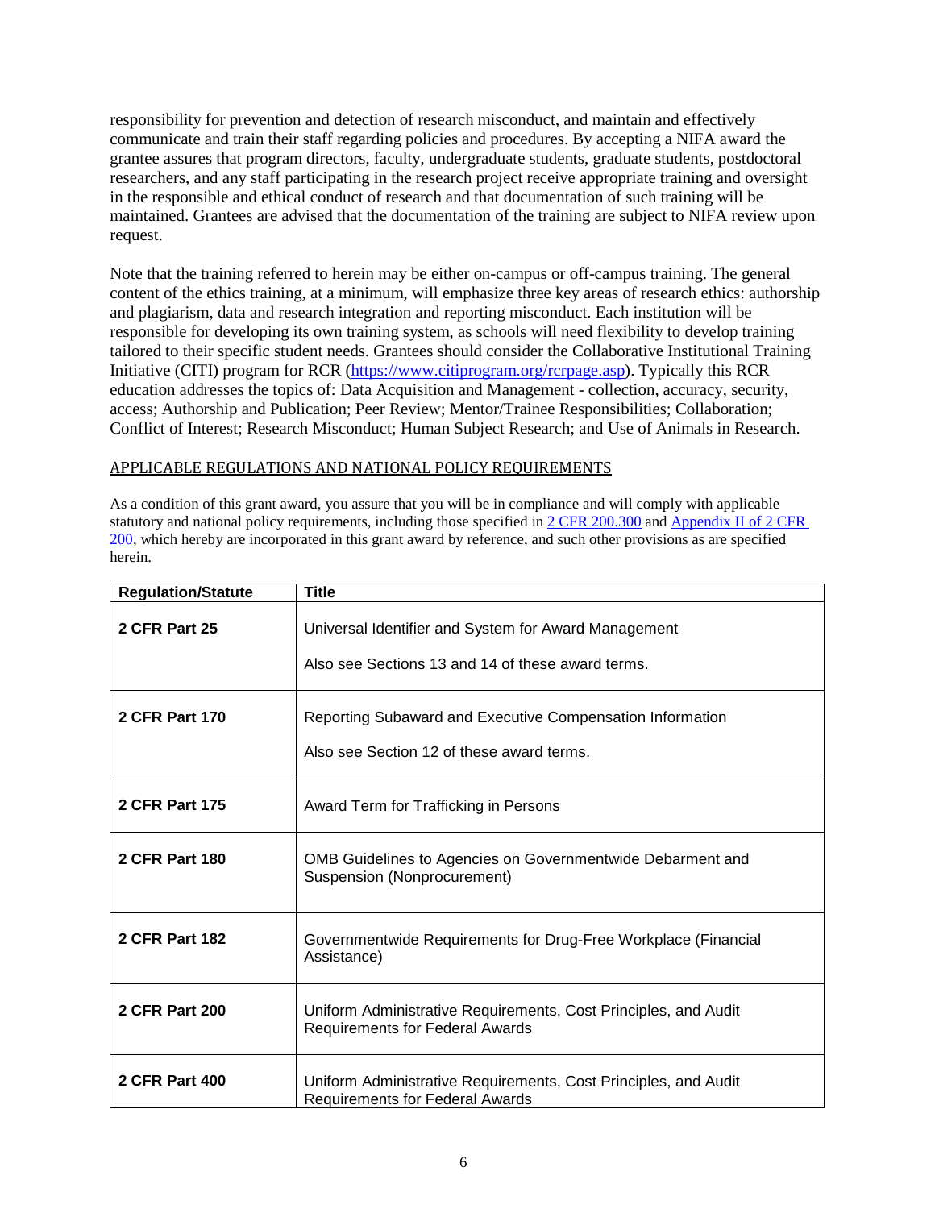responsibility for prevention and detection of research misconduct, and maintain and effectively communicate and train their staff regarding policies and procedures. By accepting a NIFA award the grantee assures that program directors, faculty, undergraduate students, graduate students, postdoctoral researchers, and any staff participating in the research project receive appropriate training and oversight in the responsible and ethical conduct of research and that documentation of such training will be maintained. Grantees are advised that the documentation of the training are subject to NIFA review upon request.

Note that the training referred to herein may be either on-campus or off-campus training. The general content of the ethics training, at a minimum, will emphasize three key areas of research ethics: authorship and plagiarism, data and research integration and reporting misconduct. Each institution will be responsible for developing its own training system, as schools will need flexibility to develop training tailored to their specific student needs. Grantees should consider the Collaborative Institutional Training Initiative (CITI) program for RCR ([https://www.citiprogram.org/rcrpage.asp](https://www.citiprogram.org/rcrpage.asp)). Typically this RCR education addresses the topics of: Data Acquisition and Management - collection, accuracy, security, access; Authorship and Publication; Peer Review; Mentor/Trainee Responsibilities; Collaboration; Conflict of Interest; Research Misconduct; Human Subject Research; and Use of Animals in Research.

## APPLICABLE REGULATIONS AND NATIONAL POLICY REQUIREMENTS

As a condition of this grant award, you assure that you will be in compliance and will comply with applicable statutory and national policy requirements, including those specified in 2 CFR 200.300 and Appendix II of 2 CFR 200, which hereby are incorporated in this grant award by reference, and such other provisions as are specified herein.

| Regulation/Statute | Title |
|---|---|
| **2 CFR Part 25** | Universal Identifier and System for Award Management<br><br>Also see Sections 13 and 14 of these award terms. |
| **2 CFR Part 170** | Reporting Subaward and Executive Compensation Information<br><br>Also see Section 12 of these award terms. |
| **2 CFR Part 175** | Award Term for Trafficking in Persons |
| **2 CFR Part 180** | OMB Guidelines to Agencies on Governmentwide Debarment and Suspension (Nonprocurement) |
| **2 CFR Part 182** | Governmentwide Requirements for Drug-Free Workplace (Financial Assistance) |
| **2 CFR Part 200** | Uniform Administrative Requirements, Cost Principles, and Audit Requirements for Federal Awards |
| **2 CFR Part 400** | Uniform Administrative Requirements, Cost Principles, and Audit Requirements for Federal Awards |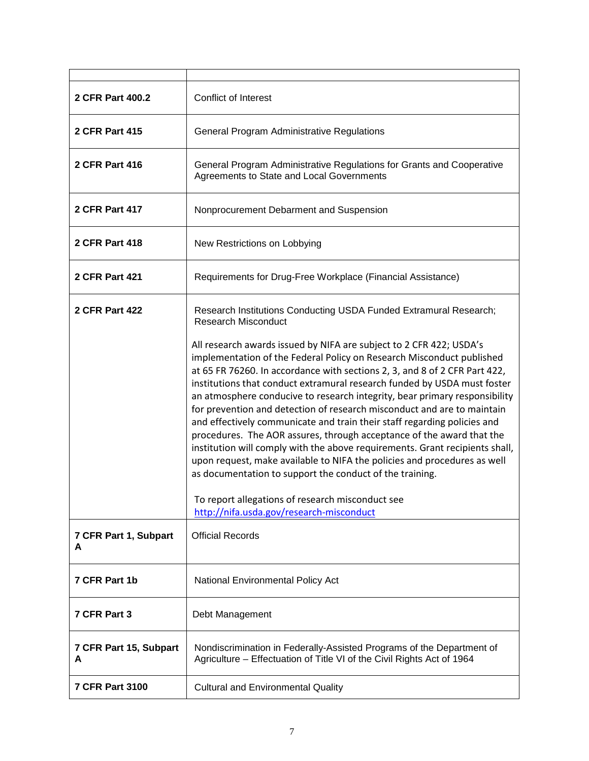| | |
|---|---|
| **2 CFR Part 400.2** | Conflict of Interest |
| **2 CFR Part 415** | General Program Administrative Regulations |
| **2 CFR Part 416** | General Program Administrative Regulations for Grants and Cooperative Agreements to State and Local Governments |
| **2 CFR Part 417** | Nonprocurement Debarment and Suspension |
| **2 CFR Part 418** | New Restrictions on Lobbying |
| **2 CFR Part 421** | Requirements for Drug-Free Workplace (Financial Assistance) |
| **2 CFR Part 422** | Research Institutions Conducting USDA Funded Extramural Research; Research Misconduct<br><br>All research awards issued by NIFA are subject to 2 CFR 422; USDA's implementation of the Federal Policy on Research Misconduct published at 65 FR 76260. In accordance with sections 2, 3, and 8 of 2 CFR Part 422, institutions that conduct extramural research funded by USDA must foster an atmosphere conducive to research integrity, bear primary responsibility for prevention and detection of research misconduct and are to maintain and effectively communicate and train their staff regarding policies and procedures. The AOR assures, through acceptance of the award that the institution will comply with the above requirements. Grant recipients shall, upon request, make available to NIFA the policies and procedures as well as documentation to support the conduct of the training.<br><br>To report allegations of research misconduct see [http://nifa.usda.gov/research-misconduct](http://nifa.usda.gov/research-misconduct) |
| **7 CFR Part 1, Subpart A** | Official Records |
| **7 CFR Part 1b** | National Environmental Policy Act |
| **7 CFR Part 3** | Debt Management |
| **7 CFR Part 15, Subpart A** | Nondiscrimination in Federally-Assisted Programs of the Department of Agriculture – Effectuation of Title VI of the Civil Rights Act of 1964 |
| **7 CFR Part 3100** | Cultural and Environmental Quality |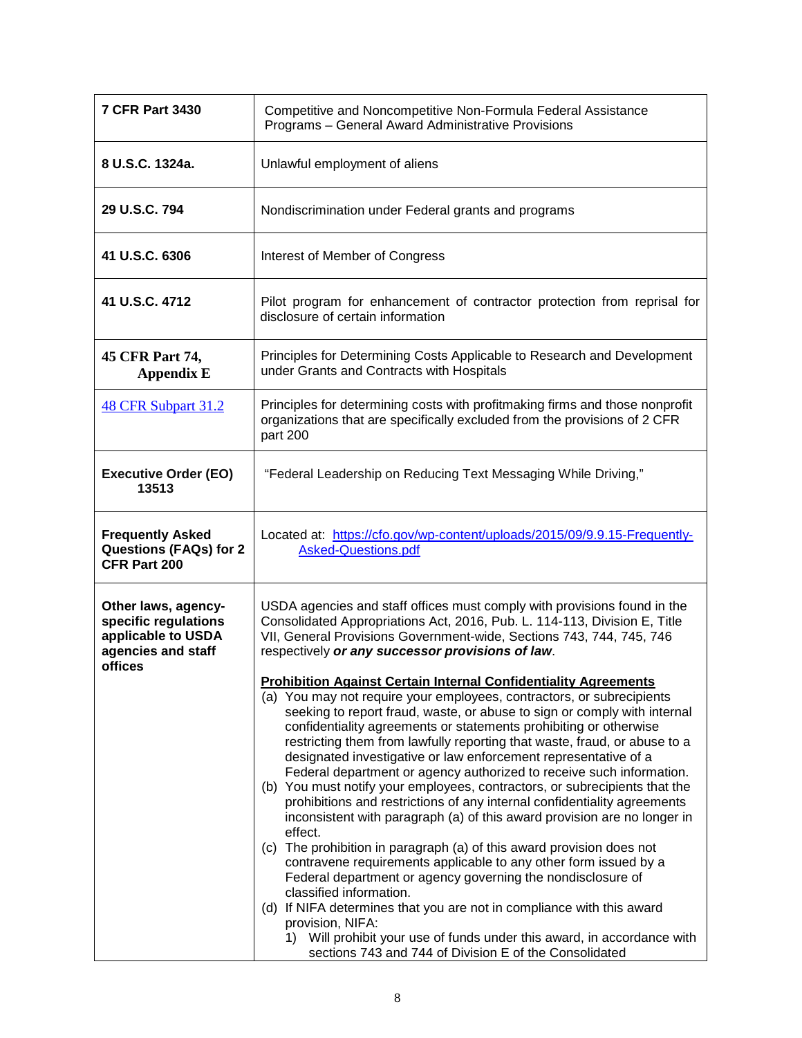| | |
|---|---|
| **7 CFR Part 3430** | Competitive and Noncompetitive Non-Formula Federal Assistance Programs – General Award Administrative Provisions |
| **8 U.S.C. 1324a.** | Unlawful employment of aliens |
| **29 U.S.C. 794** | Nondiscrimination under Federal grants and programs |
| **41 U.S.C. 6306** | Interest of Member of Congress |
| **41 U.S.C. 4712** | Pilot program for enhancement of contractor protection from reprisal for disclosure of certain information |
| **45 CFR Part 74, Appendix E** | Principles for Determining Costs Applicable to Research and Development under Grants and Contracts with Hospitals |
| 48 CFR Subpart 31.2 | Principles for determining costs with profitmaking firms and those nonprofit organizations that are specifically excluded from the provisions of 2 CFR part 200 |
| **Executive Order (EO) 13513** | "Federal Leadership on Reducing Text Messaging While Driving," |
| **Frequently Asked Questions (FAQs) for 2 CFR Part 200** | Located at: https://cfo.gov/wp-content/uploads/2015/09/9.9.15-Frequently-Asked-Questions.pdf |
| **Other laws, agency-specific regulations applicable to USDA agencies and staff offices** | USDA agencies and staff offices must comply with provisions found in the Consolidated Appropriations Act, 2016, Pub. L. 114-113, Division E, Title VII, General Provisions Government-wide, Sections 743, 744, 745, 746 respectively ***or any successor provisions of law***.<br><br>**Prohibition Against Certain Internal Confidentiality Agreements**<br>(a) You may not require your employees, contractors, or subrecipients seeking to report fraud, waste, or abuse to sign or comply with internal confidentiality agreements or statements prohibiting or otherwise restricting them from lawfully reporting that waste, fraud, or abuse to a designated investigative or law enforcement representative of a Federal department or agency authorized to receive such information.<br>(b) You must notify your employees, contractors, or subrecipients that the prohibitions and restrictions of any internal confidentiality agreements inconsistent with paragraph (a) of this award provision are no longer in effect.<br>(c) The prohibition in paragraph (a) of this award provision does not contravene requirements applicable to any other form issued by a Federal department or agency governing the nondisclosure of classified information.<br>(d) If NIFA determines that you are not in compliance with this award provision, NIFA:<br>1) Will prohibit your use of funds under this award, in accordance with sections 743 and 744 of Division E of the Consolidated |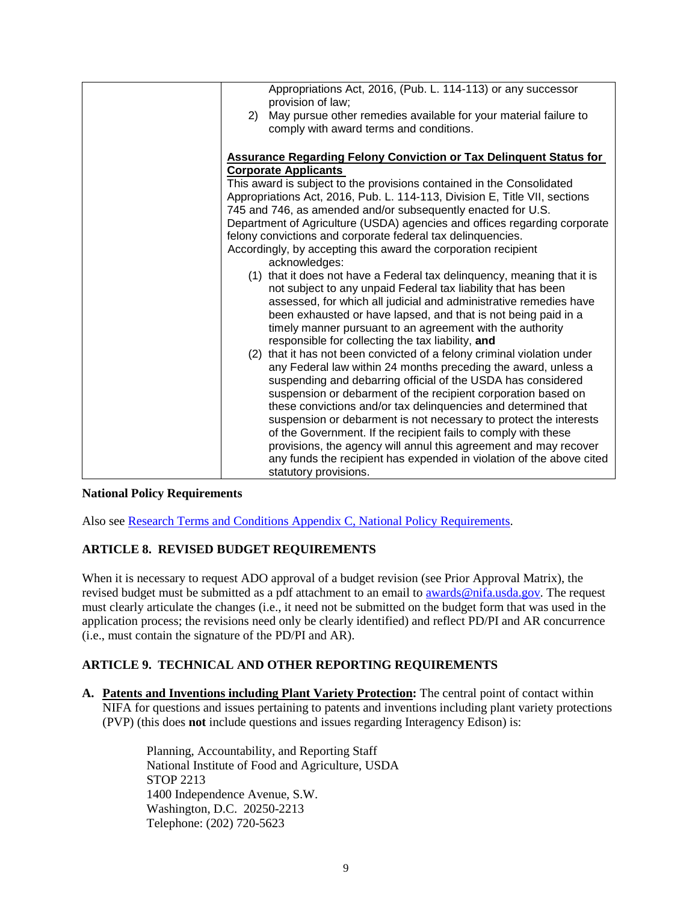| | Appropriations Act, 2016, (Pub. L. 114-113) or any successor provision of law;<br>2) May pursue other remedies available for your material failure to comply with award terms and conditions.<br><br>**Assurance Regarding Felony Conviction or Tax Delinquent Status for Corporate Applicants**<br>This award is subject to the provisions contained in the Consolidated Appropriations Act, 2016, Pub. L. 114-113, Division E, Title VII, sections 745 and 746, as amended and/or subsequently enacted for U.S. Department of Agriculture (USDA) agencies and offices regarding corporate felony convictions and corporate federal tax delinquencies.<br>Accordingly, by accepting this award the corporation recipient acknowledges:<br>(1) that it does not have a Federal tax delinquency, meaning that it is not subject to any unpaid Federal tax liability that has been assessed, for which all judicial and administrative remedies have been exhausted or have lapsed, and that is not being paid in a timely manner pursuant to an agreement with the authority responsible for collecting the tax liability, **and**<br>(2) that it has not been convicted of a felony criminal violation under any Federal law within 24 months preceding the award, unless a suspending and debarring official of the USDA has considered suspension or debarment of the recipient corporation based on these convictions and/or tax delinquencies and determined that suspension or debarment is not necessary to protect the interests of the Government. If the recipient fails to comply with these provisions, the agency will annul this agreement and may recover any funds the recipient has expended in violation of the above cited statutory provisions. |
|---|---|

**National Policy Requirements**

Also see Research Terms and Conditions Appendix C, National Policy Requirements.

## ARTICLE 8. REVISED BUDGET REQUIREMENTS

When it is necessary to request ADO approval of a budget revision (see Prior Approval Matrix), the revised budget must be submitted as a pdf attachment to an email to awards@nifa.usda.gov. The request must clearly articulate the changes (i.e., it need not be submitted on the budget form that was used in the application process; the revisions need only be clearly identified) and reflect PD/PI and AR concurrence (i.e., must contain the signature of the PD/PI and AR).

## ARTICLE 9. TECHNICAL AND OTHER REPORTING REQUIREMENTS

**A. Patents and Inventions including Plant Variety Protection:** The central point of contact within NIFA for questions and issues pertaining to patents and inventions including plant variety protections (PVP) (this does **not** include questions and issues regarding Interagency Edison) is:

Planning, Accountability, and Reporting Staff
National Institute of Food and Agriculture, USDA
STOP 2213
1400 Independence Avenue, S.W.
Washington, D.C. 20250-2213
Telephone: (202) 720-5623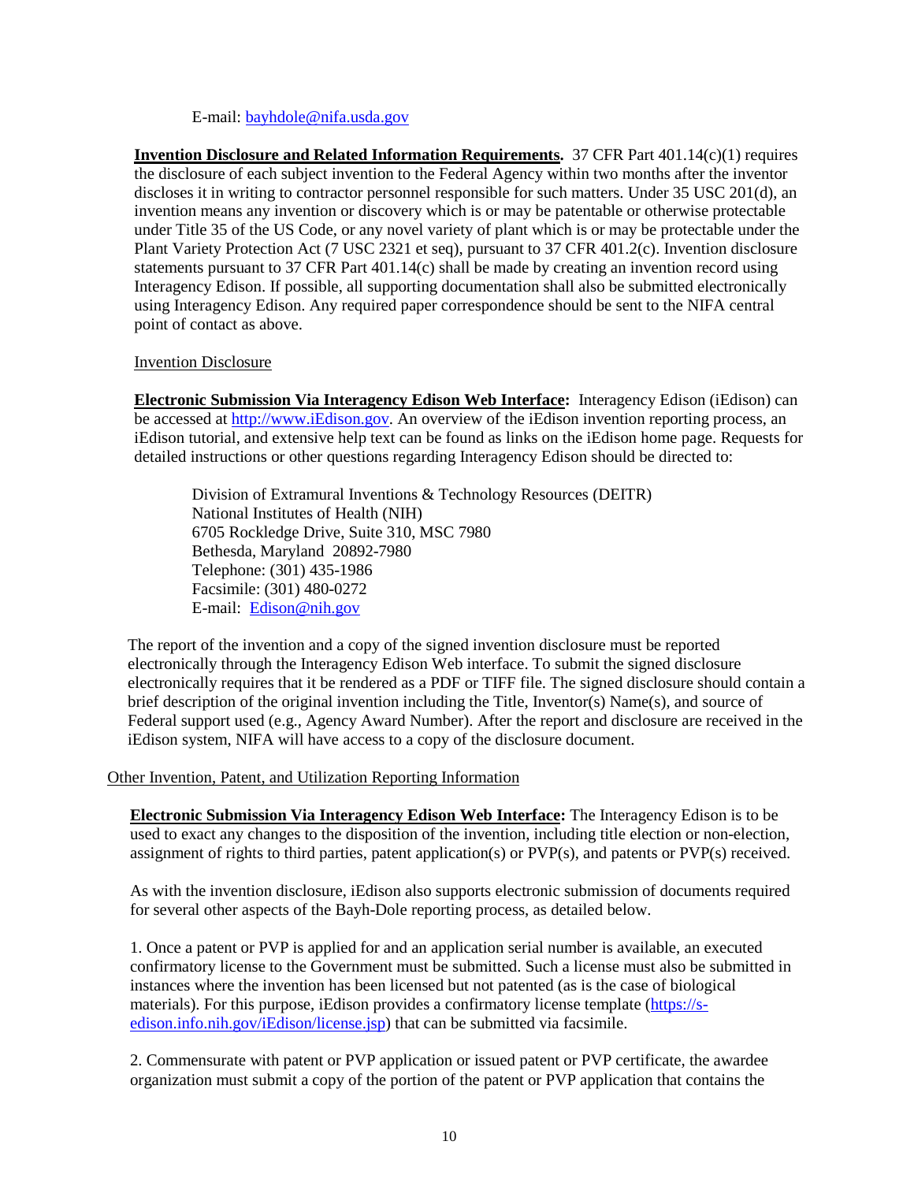E-mail: bayhdole@nifa.usda.gov

**Invention Disclosure and Related Information Requirements.** 37 CFR Part 401.14(c)(1) requires the disclosure of each subject invention to the Federal Agency within two months after the inventor discloses it in writing to contractor personnel responsible for such matters. Under 35 USC 201(d), an invention means any invention or discovery which is or may be patentable or otherwise protectable under Title 35 of the US Code, or any novel variety of plant which is or may be protectable under the Plant Variety Protection Act (7 USC 2321 et seq), pursuant to 37 CFR 401.2(c). Invention disclosure statements pursuant to 37 CFR Part 401.14(c) shall be made by creating an invention record using Interagency Edison. If possible, all supporting documentation shall also be submitted electronically using Interagency Edison. Any required paper correspondence should be sent to the NIFA central point of contact as above.

Invention Disclosure

**Electronic Submission Via Interagency Edison Web Interface:** Interagency Edison (iEdison) can be accessed at http://www.iEdison.gov. An overview of the iEdison invention reporting process, an iEdison tutorial, and extensive help text can be found as links on the iEdison home page. Requests for detailed instructions or other questions regarding Interagency Edison should be directed to:

Division of Extramural Inventions & Technology Resources (DEITR)
National Institutes of Health (NIH)
6705 Rockledge Drive, Suite 310, MSC 7980
Bethesda, Maryland 20892-7980
Telephone: (301) 435-1986
Facsimile: (301) 480-0272
E-mail: Edison@nih.gov

The report of the invention and a copy of the signed invention disclosure must be reported electronically through the Interagency Edison Web interface. To submit the signed disclosure electronically requires that it be rendered as a PDF or TIFF file. The signed disclosure should contain a brief description of the original invention including the Title, Inventor(s) Name(s), and source of Federal support used (e.g., Agency Award Number). After the report and disclosure are received in the iEdison system, NIFA will have access to a copy of the disclosure document.

Other Invention, Patent, and Utilization Reporting Information

**Electronic Submission Via Interagency Edison Web Interface:** The Interagency Edison is to be used to exact any changes to the disposition of the invention, including title election or non-election, assignment of rights to third parties, patent application(s) or PVP(s), and patents or PVP(s) received.

As with the invention disclosure, iEdison also supports electronic submission of documents required for several other aspects of the Bayh-Dole reporting process, as detailed below.

1. Once a patent or PVP is applied for and an application serial number is available, an executed confirmatory license to the Government must be submitted. Such a license must also be submitted in instances where the invention has been licensed but not patented (as is the case of biological materials). For this purpose, iEdison provides a confirmatory license template (https://s-edison.info.nih.gov/iEdison/license.jsp) that can be submitted via facsimile.

2. Commensurate with patent or PVP application or issued patent or PVP certificate, the awardee organization must submit a copy of the portion of the patent or PVP application that contains the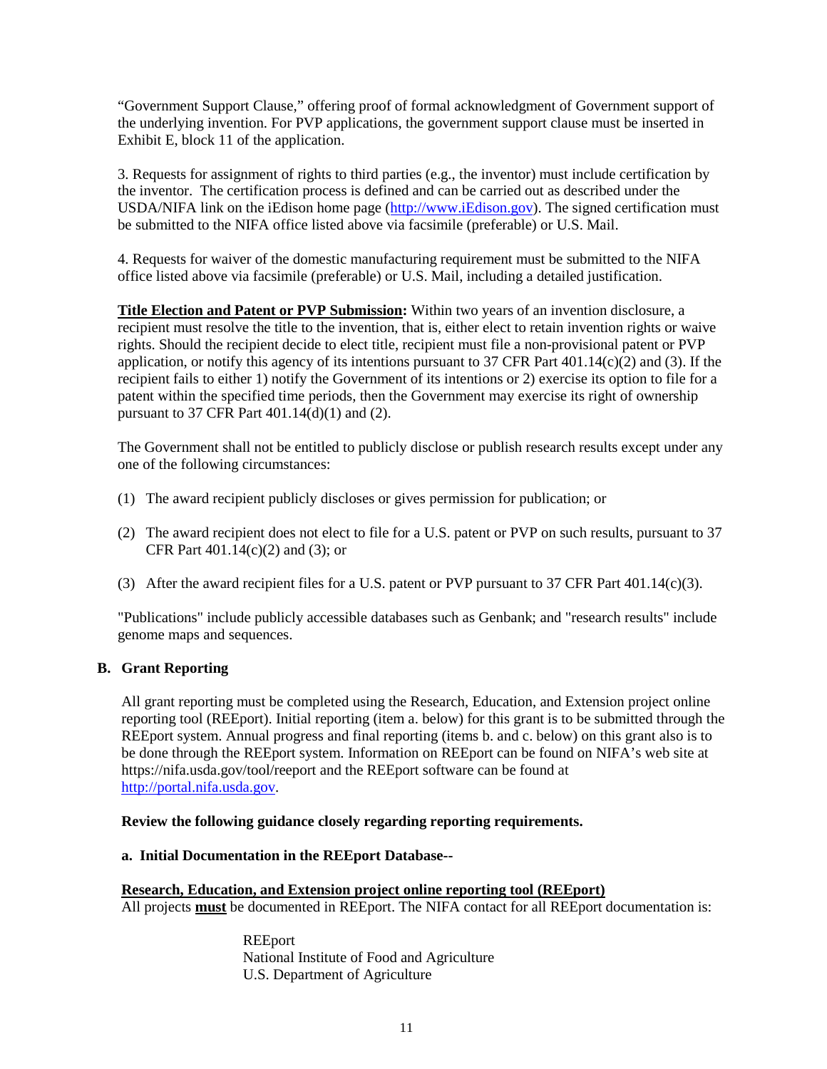"Government Support Clause," offering proof of formal acknowledgment of Government support of the underlying invention. For PVP applications, the government support clause must be inserted in Exhibit E, block 11 of the application.

3. Requests for assignment of rights to third parties (e.g., the inventor) must include certification by the inventor. The certification process is defined and can be carried out as described under the USDA/NIFA link on the iEdison home page (http://www.iEdison.gov). The signed certification must be submitted to the NIFA office listed above via facsimile (preferable) or U.S. Mail.

4. Requests for waiver of the domestic manufacturing requirement must be submitted to the NIFA office listed above via facsimile (preferable) or U.S. Mail, including a detailed justification.

**Title Election and Patent or PVP Submission:** Within two years of an invention disclosure, a recipient must resolve the title to the invention, that is, either elect to retain invention rights or waive rights. Should the recipient decide to elect title, recipient must file a non-provisional patent or PVP application, or notify this agency of its intentions pursuant to 37 CFR Part 401.14(c)(2) and (3). If the recipient fails to either 1) notify the Government of its intentions or 2) exercise its option to file for a patent within the specified time periods, then the Government may exercise its right of ownership pursuant to 37 CFR Part 401.14(d)(1) and (2).

The Government shall not be entitled to publicly disclose or publish research results except under any one of the following circumstances:

(1) The award recipient publicly discloses or gives permission for publication; or

(2) The award recipient does not elect to file for a U.S. patent or PVP on such results, pursuant to 37 CFR Part 401.14(c)(2) and (3); or

(3) After the award recipient files for a U.S. patent or PVP pursuant to 37 CFR Part 401.14(c)(3).

"Publications" include publicly accessible databases such as Genbank; and "research results" include genome maps and sequences.

## B. Grant Reporting

All grant reporting must be completed using the Research, Education, and Extension project online reporting tool (REEport). Initial reporting (item a. below) for this grant is to be submitted through the REEport system. Annual progress and final reporting (items b. and c. below) on this grant also is to be done through the REEport system. Information on REEport can be found on NIFA's web site at https://nifa.usda.gov/tool/reeport and the REEport software can be found at http://portal.nifa.usda.gov.

**Review the following guidance closely regarding reporting requirements.**

**a. Initial Documentation in the REEport Database--**

**Research, Education, and Extension project online reporting tool (REEport)**
All projects **must** be documented in REEport. The NIFA contact for all REEport documentation is:

REEport
National Institute of Food and Agriculture
U.S. Department of Agriculture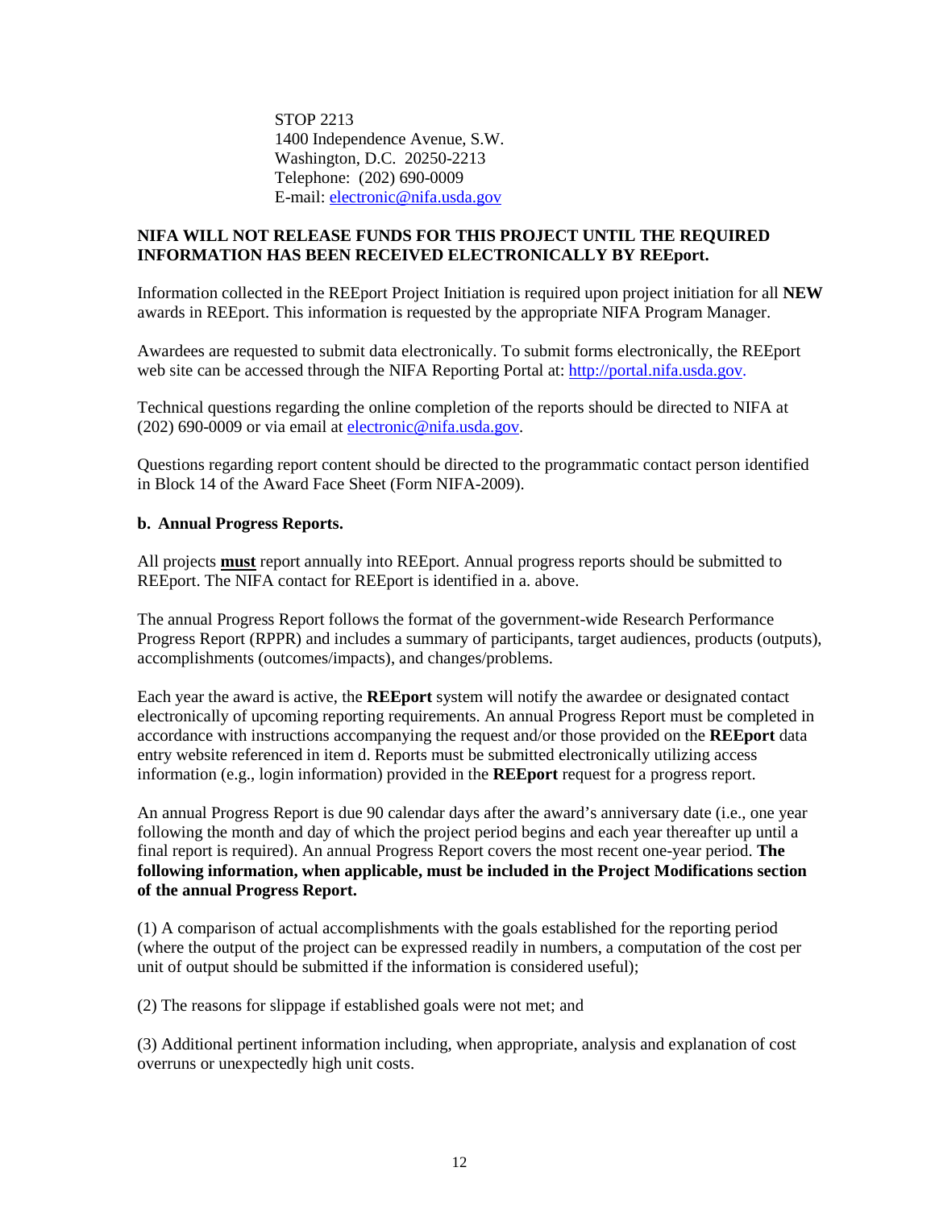STOP 2213
1400 Independence Avenue, S.W.
Washington, D.C. 20250-2213
Telephone: (202) 690-0009
E-mail: electronic@nifa.usda.gov

**NIFA WILL NOT RELEASE FUNDS FOR THIS PROJECT UNTIL THE REQUIRED INFORMATION HAS BEEN RECEIVED ELECTRONICALLY BY REEport.**

Information collected in the REEport Project Initiation is required upon project initiation for all **NEW** awards in REEport. This information is requested by the appropriate NIFA Program Manager.

Awardees are requested to submit data electronically. To submit forms electronically, the REEport web site can be accessed through the NIFA Reporting Portal at: http://portal.nifa.usda.gov.

Technical questions regarding the online completion of the reports should be directed to NIFA at (202) 690-0009 or via email at electronic@nifa.usda.gov.

Questions regarding report content should be directed to the programmatic contact person identified in Block 14 of the Award Face Sheet (Form NIFA-2009).

**b. Annual Progress Reports.**

All projects **must** report annually into REEport. Annual progress reports should be submitted to REEport. The NIFA contact for REEport is identified in a. above.

The annual Progress Report follows the format of the government-wide Research Performance Progress Report (RPPR) and includes a summary of participants, target audiences, products (outputs), accomplishments (outcomes/impacts), and changes/problems.

Each year the award is active, the **REEport** system will notify the awardee or designated contact electronically of upcoming reporting requirements. An annual Progress Report must be completed in accordance with instructions accompanying the request and/or those provided on the **REEport** data entry website referenced in item d. Reports must be submitted electronically utilizing access information (e.g., login information) provided in the **REEport** request for a progress report.

An annual Progress Report is due 90 calendar days after the award's anniversary date (i.e., one year following the month and day of which the project period begins and each year thereafter up until a final report is required). An annual Progress Report covers the most recent one-year period. **The following information, when applicable, must be included in the Project Modifications section of the annual Progress Report.**

(1) A comparison of actual accomplishments with the goals established for the reporting period (where the output of the project can be expressed readily in numbers, a computation of the cost per unit of output should be submitted if the information is considered useful);

(2) The reasons for slippage if established goals were not met; and

(3) Additional pertinent information including, when appropriate, analysis and explanation of cost overruns or unexpectedly high unit costs.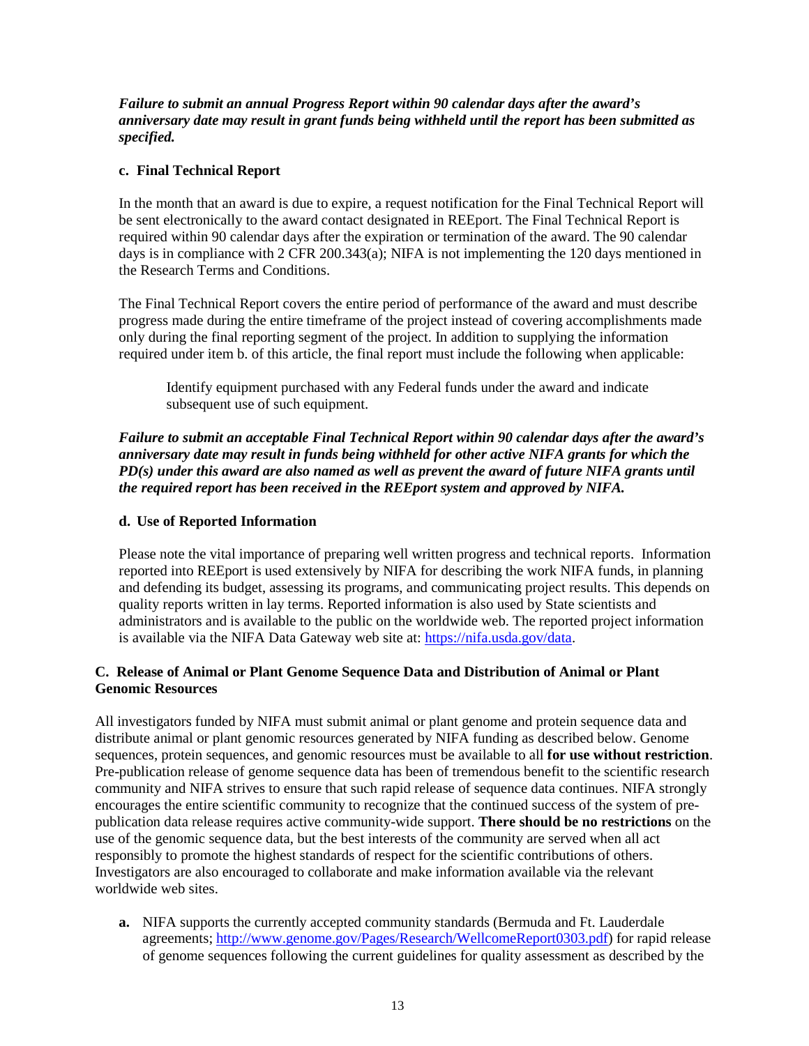***Failure to submit an annual Progress Report within 90 calendar days after the award's anniversary date may result in grant funds being withheld until the report has been submitted as specified.***

**c. Final Technical Report**

In the month that an award is due to expire, a request notification for the Final Technical Report will be sent electronically to the award contact designated in REEport. The Final Technical Report is required within 90 calendar days after the expiration or termination of the award. The 90 calendar days is in compliance with 2 CFR 200.343(a); NIFA is not implementing the 120 days mentioned in the Research Terms and Conditions.

The Final Technical Report covers the entire period of performance of the award and must describe progress made during the entire timeframe of the project instead of covering accomplishments made only during the final reporting segment of the project. In addition to supplying the information required under item b. of this article, the final report must include the following when applicable:

> Identify equipment purchased with any Federal funds under the award and indicate subsequent use of such equipment.

***Failure to submit an acceptable Final Technical Report within 90 calendar days after the award's anniversary date may result in funds being withheld for other active NIFA grants for which the PD(s) under this award are also named as well as prevent the award of future NIFA grants until the required report has been received in* the *REEport system and approved by NIFA.***

**d. Use of Reported Information**

Please note the vital importance of preparing well written progress and technical reports. Information reported into REEport is used extensively by NIFA for describing the work NIFA funds, in planning and defending its budget, assessing its programs, and communicating project results. This depends on quality reports written in lay terms. Reported information is also used by State scientists and administrators and is available to the public on the worldwide web. The reported project information is available via the NIFA Data Gateway web site at: https://nifa.usda.gov/data.

### C. Release of Animal or Plant Genome Sequence Data and Distribution of Animal or Plant Genomic Resources

All investigators funded by NIFA must submit animal or plant genome and protein sequence data and distribute animal or plant genomic resources generated by NIFA funding as described below. Genome sequences, protein sequences, and genomic resources must be available to all **for use without restriction**. Pre-publication release of genome sequence data has been of tremendous benefit to the scientific research community and NIFA strives to ensure that such rapid release of sequence data continues. NIFA strongly encourages the entire scientific community to recognize that the continued success of the system of pre-publication data release requires active community-wide support. **There should be no restrictions** on the use of the genomic sequence data, but the best interests of the community are served when all act responsibly to promote the highest standards of respect for the scientific contributions of others. Investigators are also encouraged to collaborate and make information available via the relevant worldwide web sites.

**a.** NIFA supports the currently accepted community standards (Bermuda and Ft. Lauderdale agreements; http://www.genome.gov/Pages/Research/WellcomeReport0303.pdf) for rapid release of genome sequences following the current guidelines for quality assessment as described by the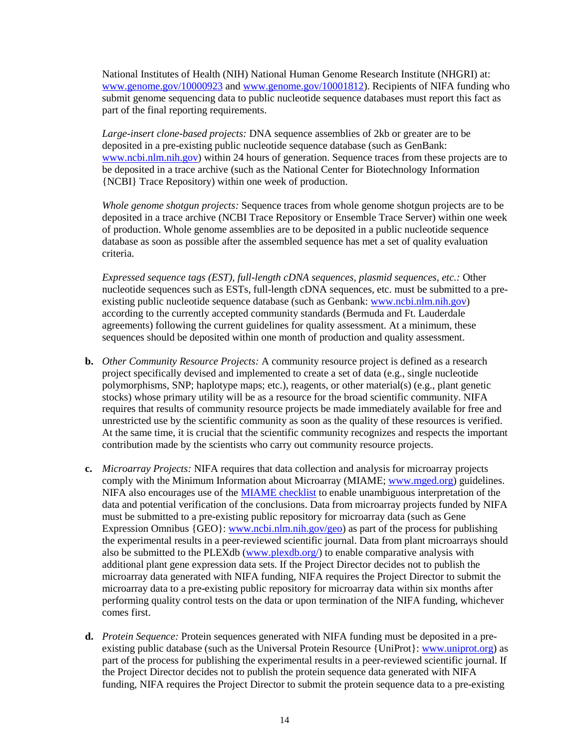National Institutes of Health (NIH) National Human Genome Research Institute (NHGRI) at: [www.genome.gov/10000923](www.genome.gov/10000923) and [www.genome.gov/10001812](www.genome.gov/10001812)). Recipients of NIFA funding who submit genome sequencing data to public nucleotide sequence databases must report this fact as part of the final reporting requirements.

*Large-insert clone-based projects:* DNA sequence assemblies of 2kb or greater are to be deposited in a pre-existing public nucleotide sequence database (such as GenBank: [www.ncbi.nlm.nih.gov](www.ncbi.nlm.nih.gov)) within 24 hours of generation. Sequence traces from these projects are to be deposited in a trace archive (such as the National Center for Biotechnology Information {NCBI} Trace Repository) within one week of production.

*Whole genome shotgun projects:* Sequence traces from whole genome shotgun projects are to be deposited in a trace archive (NCBI Trace Repository or Ensemble Trace Server) within one week of production. Whole genome assemblies are to be deposited in a public nucleotide sequence database as soon as possible after the assembled sequence has met a set of quality evaluation criteria.

*Expressed sequence tags (EST), full-length cDNA sequences, plasmid sequences, etc.:* Other nucleotide sequences such as ESTs, full-length cDNA sequences, etc. must be submitted to a pre-existing public nucleotide sequence database (such as Genbank: [www.ncbi.nlm.nih.gov](www.ncbi.nlm.nih.gov)) according to the currently accepted community standards (Bermuda and Ft. Lauderdale agreements) following the current guidelines for quality assessment. At a minimum, these sequences should be deposited within one month of production and quality assessment.

**b.** *Other Community Resource Projects:* A community resource project is defined as a research project specifically devised and implemented to create a set of data (e.g., single nucleotide polymorphisms, SNP; haplotype maps; etc.), reagents, or other material(s) (e.g., plant genetic stocks) whose primary utility will be as a resource for the broad scientific community. NIFA requires that results of community resource projects be made immediately available for free and unrestricted use by the scientific community as soon as the quality of these resources is verified. At the same time, it is crucial that the scientific community recognizes and respects the important contribution made by the scientists who carry out community resource projects.

**c.** *Microarray Projects:* NIFA requires that data collection and analysis for microarray projects comply with the Minimum Information about Microarray (MIAME; [www.mged.org](www.mged.org)) guidelines. NIFA also encourages use of the MIAME checklist to enable unambiguous interpretation of the data and potential verification of the conclusions. Data from microarray projects funded by NIFA must be submitted to a pre-existing public repository for microarray data (such as Gene Expression Omnibus {GEO}: [www.ncbi.nlm.nih.gov/geo](www.ncbi.nlm.nih.gov/geo)) as part of the process for publishing the experimental results in a peer-reviewed scientific journal. Data from plant microarrays should also be submitted to the PLEXdb ([www.plexdb.org/](www.plexdb.org/)) to enable comparative analysis with additional plant gene expression data sets. If the Project Director decides not to publish the microarray data generated with NIFA funding, NIFA requires the Project Director to submit the microarray data to a pre-existing public repository for microarray data within six months after performing quality control tests on the data or upon termination of the NIFA funding, whichever comes first.

**d.** *Protein Sequence:* Protein sequences generated with NIFA funding must be deposited in a pre-existing public database (such as the Universal Protein Resource {UniProt}: [www.uniprot.org](www.uniprot.org)) as part of the process for publishing the experimental results in a peer-reviewed scientific journal. If the Project Director decides not to publish the protein sequence data generated with NIFA funding, NIFA requires the Project Director to submit the protein sequence data to a pre-existing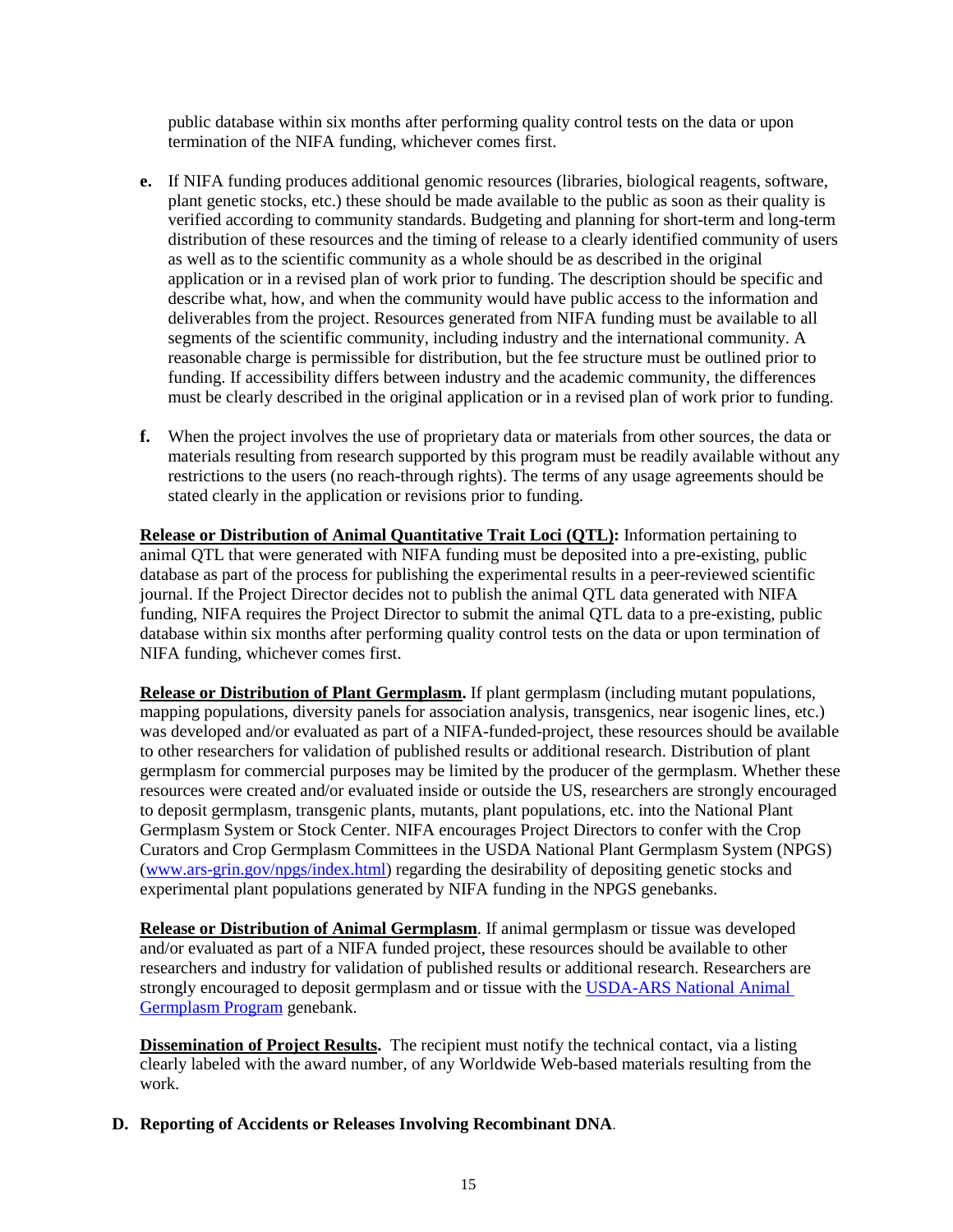public database within six months after performing quality control tests on the data or upon termination of the NIFA funding, whichever comes first.

**e.** If NIFA funding produces additional genomic resources (libraries, biological reagents, software, plant genetic stocks, etc.) these should be made available to the public as soon as their quality is verified according to community standards. Budgeting and planning for short-term and long-term distribution of these resources and the timing of release to a clearly identified community of users as well as to the scientific community as a whole should be as described in the original application or in a revised plan of work prior to funding. The description should be specific and describe what, how, and when the community would have public access to the information and deliverables from the project. Resources generated from NIFA funding must be available to all segments of the scientific community, including industry and the international community. A reasonable charge is permissible for distribution, but the fee structure must be outlined prior to funding. If accessibility differs between industry and the academic community, the differences must be clearly described in the original application or in a revised plan of work prior to funding.

**f.** When the project involves the use of proprietary data or materials from other sources, the data or materials resulting from research supported by this program must be readily available without any restrictions to the users (no reach-through rights). The terms of any usage agreements should be stated clearly in the application or revisions prior to funding.

**Release or Distribution of Animal Quantitative Trait Loci (QTL):** Information pertaining to animal QTL that were generated with NIFA funding must be deposited into a pre-existing, public database as part of the process for publishing the experimental results in a peer-reviewed scientific journal. If the Project Director decides not to publish the animal QTL data generated with NIFA funding, NIFA requires the Project Director to submit the animal QTL data to a pre-existing, public database within six months after performing quality control tests on the data or upon termination of NIFA funding, whichever comes first.

**Release or Distribution of Plant Germplasm.** If plant germplasm (including mutant populations, mapping populations, diversity panels for association analysis, transgenics, near isogenic lines, etc.) was developed and/or evaluated as part of a NIFA-funded-project, these resources should be available to other researchers for validation of published results or additional research. Distribution of plant germplasm for commercial purposes may be limited by the producer of the germplasm. Whether these resources were created and/or evaluated inside or outside the US, researchers are strongly encouraged to deposit germplasm, transgenic plants, mutants, plant populations, etc. into the National Plant Germplasm System or Stock Center. NIFA encourages Project Directors to confer with the Crop Curators and Crop Germplasm Committees in the USDA National Plant Germplasm System (NPGS) (www.ars-grin.gov/npgs/index.html) regarding the desirability of depositing genetic stocks and experimental plant populations generated by NIFA funding in the NPGS genebanks.

**Release or Distribution of Animal Germplasm**. If animal germplasm or tissue was developed and/or evaluated as part of a NIFA funded project, these resources should be available to other researchers and industry for validation of published results or additional research. Researchers are strongly encouraged to deposit germplasm and or tissue with the USDA-ARS National Animal Germplasm Program genebank.

**Dissemination of Project Results.** The recipient must notify the technical contact, via a listing clearly labeled with the award number, of any Worldwide Web-based materials resulting from the work.

**D. Reporting of Accidents or Releases Involving Recombinant DNA**.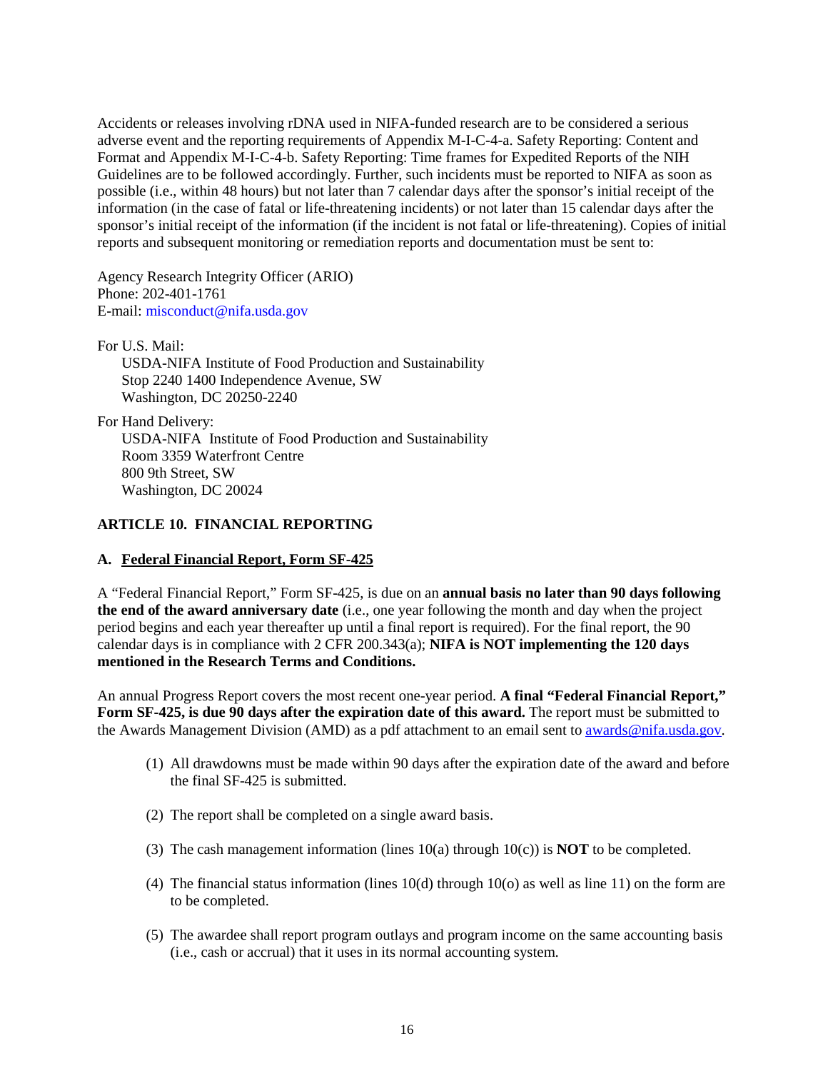Accidents or releases involving rDNA used in NIFA-funded research are to be considered a serious adverse event and the reporting requirements of Appendix M-I-C-4-a. Safety Reporting: Content and Format and Appendix M-I-C-4-b. Safety Reporting: Time frames for Expedited Reports of the NIH Guidelines are to be followed accordingly. Further, such incidents must be reported to NIFA as soon as possible (i.e., within 48 hours) but not later than 7 calendar days after the sponsor's initial receipt of the information (in the case of fatal or life-threatening incidents) or not later than 15 calendar days after the sponsor's initial receipt of the information (if the incident is not fatal or life-threatening). Copies of initial reports and subsequent monitoring or remediation reports and documentation must be sent to:

Agency Research Integrity Officer (ARIO)
Phone: 202-401-1761
E-mail: misconduct@nifa.usda.gov

For U.S. Mail:
USDA-NIFA Institute of Food Production and Sustainability
Stop 2240 1400 Independence Avenue, SW
Washington, DC 20250-2240

For Hand Delivery:
USDA-NIFA Institute of Food Production and Sustainability
Room 3359 Waterfront Centre
800 9th Street, SW
Washington, DC 20024

## ARTICLE 10. FINANCIAL REPORTING

### A. Federal Financial Report, Form SF-425

A "Federal Financial Report," Form SF-425, is due on an **annual basis no later than 90 days following the end of the award anniversary date** (i.e., one year following the month and day when the project period begins and each year thereafter up until a final report is required). For the final report, the 90 calendar days is in compliance with 2 CFR 200.343(a); **NIFA is NOT implementing the 120 days mentioned in the Research Terms and Conditions.**

An annual Progress Report covers the most recent one-year period. **A final "Federal Financial Report," Form SF-425, is due 90 days after the expiration date of this award.** The report must be submitted to the Awards Management Division (AMD) as a pdf attachment to an email sent to awards@nifa.usda.gov.

(1) All drawdowns must be made within 90 days after the expiration date of the award and before the final SF-425 is submitted.

(2) The report shall be completed on a single award basis.

(3) The cash management information (lines 10(a) through 10(c)) is **NOT** to be completed.

(4) The financial status information (lines 10(d) through 10(o) as well as line 11) on the form are to be completed.

(5) The awardee shall report program outlays and program income on the same accounting basis (i.e., cash or accrual) that it uses in its normal accounting system.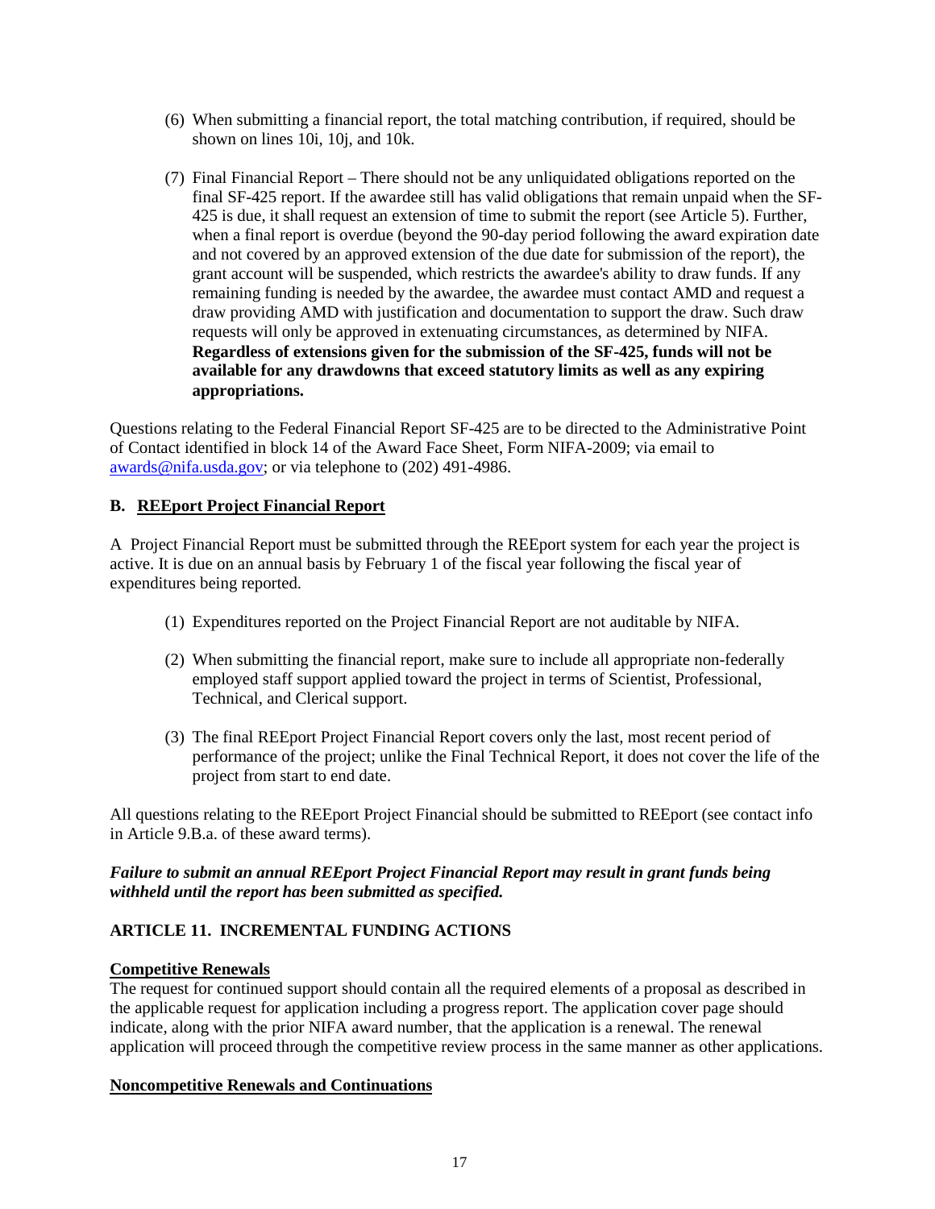(6) When submitting a financial report, the total matching contribution, if required, should be shown on lines 10i, 10j, and 10k.

(7) Final Financial Report – There should not be any unliquidated obligations reported on the final SF-425 report. If the awardee still has valid obligations that remain unpaid when the SF-425 is due, it shall request an extension of time to submit the report (see Article 5). Further, when a final report is overdue (beyond the 90-day period following the award expiration date and not covered by an approved extension of the due date for submission of the report), the grant account will be suspended, which restricts the awardee's ability to draw funds. If any remaining funding is needed by the awardee, the awardee must contact AMD and request a draw providing AMD with justification and documentation to support the draw. Such draw requests will only be approved in extenuating circumstances, as determined by NIFA. **Regardless of extensions given for the submission of the SF-425, funds will not be available for any drawdowns that exceed statutory limits as well as any expiring appropriations.**

Questions relating to the Federal Financial Report SF-425 are to be directed to the Administrative Point of Contact identified in block 14 of the Award Face Sheet, Form NIFA-2009; via email to [awards@nifa.usda.gov](mailto:awards@nifa.usda.gov); or via telephone to (202) 491-4986.

### B. REEport Project Financial Report

A Project Financial Report must be submitted through the REEport system for each year the project is active. It is due on an annual basis by February 1 of the fiscal year following the fiscal year of expenditures being reported.

(1) Expenditures reported on the Project Financial Report are not auditable by NIFA.

(2) When submitting the financial report, make sure to include all appropriate non-federally employed staff support applied toward the project in terms of Scientist, Professional, Technical, and Clerical support.

(3) The final REEport Project Financial Report covers only the last, most recent period of performance of the project; unlike the Final Technical Report, it does not cover the life of the project from start to end date.

All questions relating to the REEport Project Financial should be submitted to REEport (see contact info in Article 9.B.a. of these award terms).

***Failure to submit an annual REEport Project Financial Report may result in grant funds being withheld until the report has been submitted as specified.***

## ARTICLE 11. INCREMENTAL FUNDING ACTIONS

**Competitive Renewals**

The request for continued support should contain all the required elements of a proposal as described in the applicable request for application including a progress report. The application cover page should indicate, along with the prior NIFA award number, that the application is a renewal. The renewal application will proceed through the competitive review process in the same manner as other applications.

**Noncompetitive Renewals and Continuations**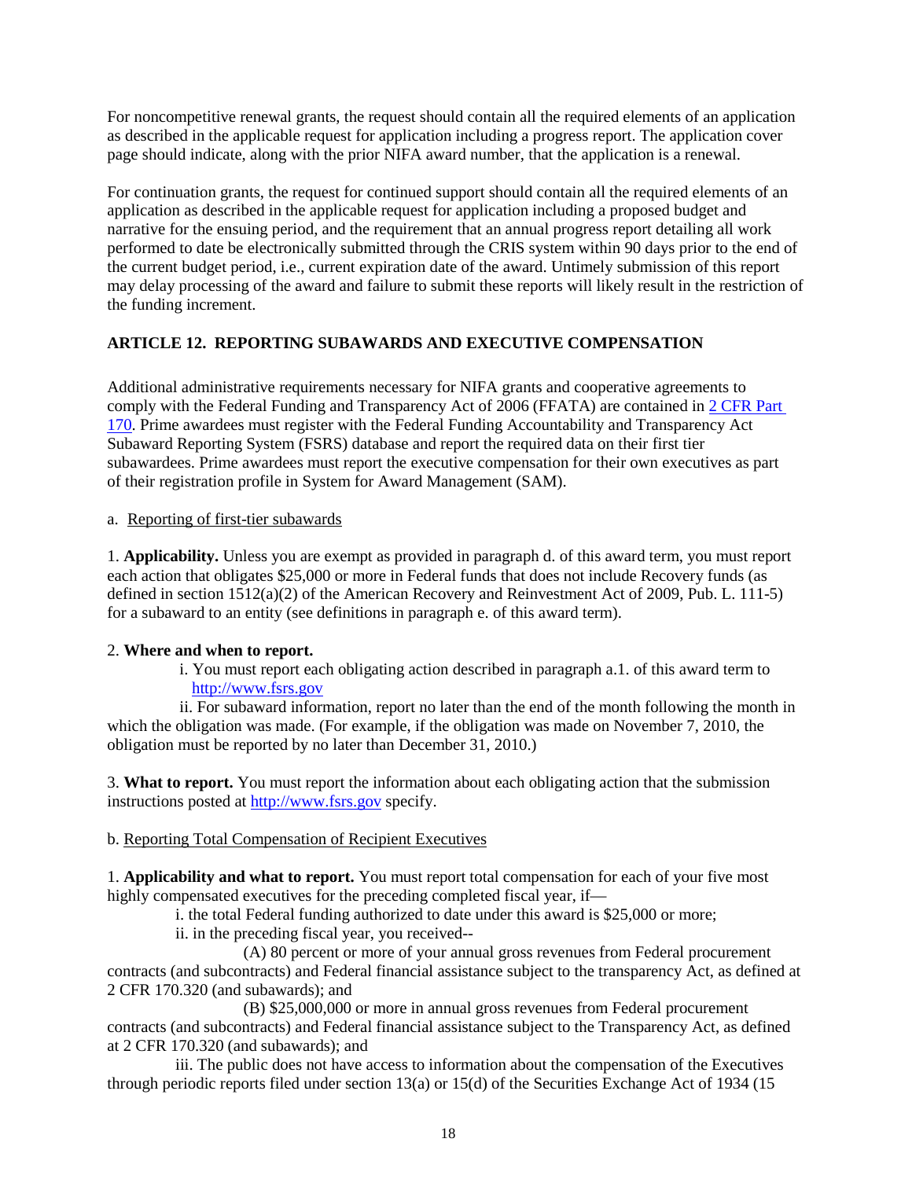For noncompetitive renewal grants, the request should contain all the required elements of an application as described in the applicable request for application including a progress report. The application cover page should indicate, along with the prior NIFA award number, that the application is a renewal.

For continuation grants, the request for continued support should contain all the required elements of an application as described in the applicable request for application including a proposed budget and narrative for the ensuing period, and the requirement that an annual progress report detailing all work performed to date be electronically submitted through the CRIS system within 90 days prior to the end of the current budget period, i.e., current expiration date of the award. Untimely submission of this report may delay processing of the award and failure to submit these reports will likely result in the restriction of the funding increment.

## ARTICLE 12. REPORTING SUBAWARDS AND EXECUTIVE COMPENSATION

Additional administrative requirements necessary for NIFA grants and cooperative agreements to comply with the Federal Funding and Transparency Act of 2006 (FFATA) are contained in [2 CFR Part 170](). Prime awardees must register with the Federal Funding Accountability and Transparency Act Subaward Reporting System (FSRS) database and report the required data on their first tier subawardees. Prime awardees must report the executive compensation for their own executives as part of their registration profile in System for Award Management (SAM).

a. Reporting of first-tier subawards

1. **Applicability.** Unless you are exempt as provided in paragraph d. of this award term, you must report each action that obligates $25,000 or more in Federal funds that does not include Recovery funds (as defined in section 1512(a)(2) of the American Recovery and Reinvestment Act of 2009, Pub. L. 111-5) for a subaward to an entity (see definitions in paragraph e. of this award term).

2. **Where and when to report.**

i. You must report each obligating action described in paragraph a.1. of this award term to http://www.fsrs.gov

ii. For subaward information, report no later than the end of the month following the month in which the obligation was made. (For example, if the obligation was made on November 7, 2010, the obligation must be reported by no later than December 31, 2010.)

3. **What to report.** You must report the information about each obligating action that the submission instructions posted at http://www.fsrs.gov specify.

b. Reporting Total Compensation of Recipient Executives

1. **Applicability and what to report.** You must report total compensation for each of your five most highly compensated executives for the preceding completed fiscal year, if—

i. the total Federal funding authorized to date under this award is $25,000 or more;

ii. in the preceding fiscal year, you received--

(A) 80 percent or more of your annual gross revenues from Federal procurement contracts (and subcontracts) and Federal financial assistance subject to the transparency Act, as defined at 2 CFR 170.320 (and subawards); and

(B) $25,000,000 or more in annual gross revenues from Federal procurement contracts (and subcontracts) and Federal financial assistance subject to the Transparency Act, as defined at 2 CFR 170.320 (and subawards); and

iii. The public does not have access to information about the compensation of the Executives through periodic reports filed under section 13(a) or 15(d) of the Securities Exchange Act of 1934 (15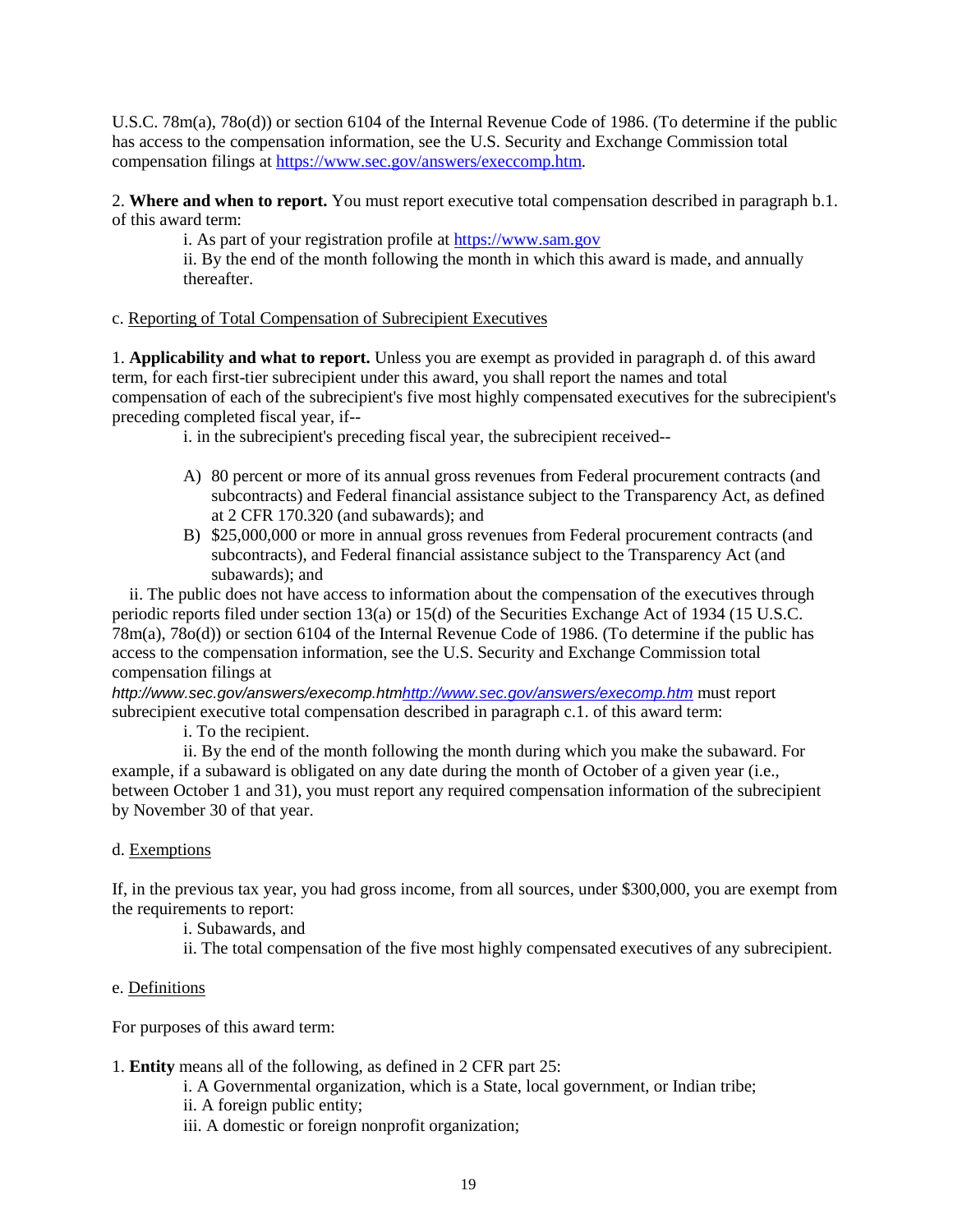U.S.C. 78m(a), 78o(d)) or section 6104 of the Internal Revenue Code of 1986. (To determine if the public has access to the compensation information, see the U.S. Security and Exchange Commission total compensation filings at https://www.sec.gov/answers/execcomp.htm.

2. **Where and when to report.** You must report executive total compensation described in paragraph b.1. of this award term:

i. As part of your registration profile at https://www.sam.gov

ii. By the end of the month following the month in which this award is made, and annually thereafter.

c. Reporting of Total Compensation of Subrecipient Executives

1. **Applicability and what to report.** Unless you are exempt as provided in paragraph d. of this award term, for each first-tier subrecipient under this award, you shall report the names and total compensation of each of the subrecipient's five most highly compensated executives for the subrecipient's preceding completed fiscal year, if--

i. in the subrecipient's preceding fiscal year, the subrecipient received--

A) 80 percent or more of its annual gross revenues from Federal procurement contracts (and subcontracts) and Federal financial assistance subject to the Transparency Act, as defined at 2 CFR 170.320 (and subawards); and

B) $25,000,000 or more in annual gross revenues from Federal procurement contracts (and subcontracts), and Federal financial assistance subject to the Transparency Act (and subawards); and

ii. The public does not have access to information about the compensation of the executives through periodic reports filed under section 13(a) or 15(d) of the Securities Exchange Act of 1934 (15 U.S.C. 78m(a), 78o(d)) or section 6104 of the Internal Revenue Code of 1986. (To determine if the public has access to the compensation information, see the U.S. Security and Exchange Commission total compensation filings at
*http://www.sec.gov/answers/execomp.htmhttp://www.sec.gov/answers/execomp.htm* must report subrecipient executive total compensation described in paragraph c.1. of this award term:

i. To the recipient.

ii. By the end of the month following the month during which you make the subaward. For example, if a subaward is obligated on any date during the month of October of a given year (i.e., between October 1 and 31), you must report any required compensation information of the subrecipient by November 30 of that year.

d. Exemptions

If, in the previous tax year, you had gross income, from all sources, under $300,000, you are exempt from the requirements to report:

i. Subawards, and

ii. The total compensation of the five most highly compensated executives of any subrecipient.

e. Definitions

For purposes of this award term:

1. **Entity** means all of the following, as defined in 2 CFR part 25:

i. A Governmental organization, which is a State, local government, or Indian tribe;

ii. A foreign public entity;

iii. A domestic or foreign nonprofit organization;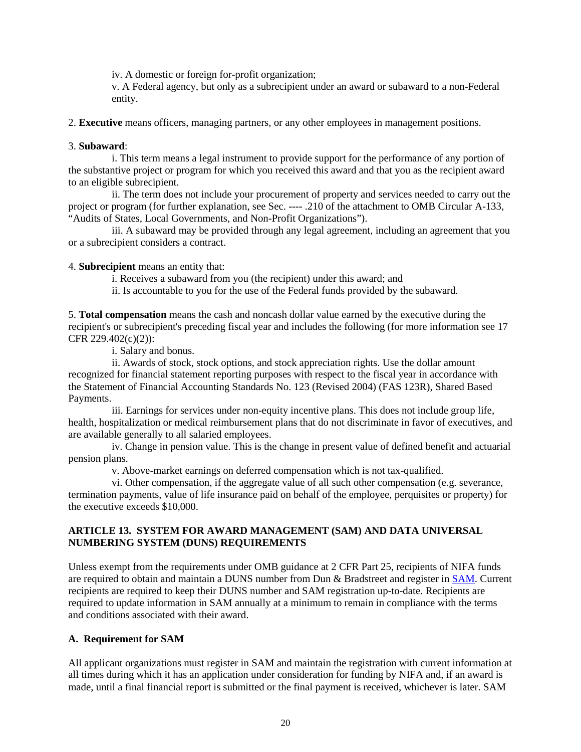iv. A domestic or foreign for-profit organization;

v. A Federal agency, but only as a subrecipient under an award or subaward to a non-Federal entity.

2. **Executive** means officers, managing partners, or any other employees in management positions.

3. **Subaward**:

i. This term means a legal instrument to provide support for the performance of any portion of the substantive project or program for which you received this award and that you as the recipient award to an eligible subrecipient.

ii. The term does not include your procurement of property and services needed to carry out the project or program (for further explanation, see Sec. ---- .210 of the attachment to OMB Circular A-133, "Audits of States, Local Governments, and Non-Profit Organizations").

iii. A subaward may be provided through any legal agreement, including an agreement that you or a subrecipient considers a contract.

4. **Subrecipient** means an entity that:

i. Receives a subaward from you (the recipient) under this award; and

ii. Is accountable to you for the use of the Federal funds provided by the subaward.

5. **Total compensation** means the cash and noncash dollar value earned by the executive during the recipient's or subrecipient's preceding fiscal year and includes the following (for more information see 17 CFR 229.402(c)(2)):

i. Salary and bonus.

ii. Awards of stock, stock options, and stock appreciation rights. Use the dollar amount recognized for financial statement reporting purposes with respect to the fiscal year in accordance with the Statement of Financial Accounting Standards No. 123 (Revised 2004) (FAS 123R), Shared Based Payments.

iii. Earnings for services under non-equity incentive plans. This does not include group life, health, hospitalization or medical reimbursement plans that do not discriminate in favor of executives, and are available generally to all salaried employees.

iv. Change in pension value. This is the change in present value of defined benefit and actuarial pension plans.

v. Above-market earnings on deferred compensation which is not tax-qualified.

vi. Other compensation, if the aggregate value of all such other compensation (e.g. severance, termination payments, value of life insurance paid on behalf of the employee, perquisites or property) for the executive exceeds $10,000.

## ARTICLE 13. SYSTEM FOR AWARD MANAGEMENT (SAM) AND DATA UNIVERSAL NUMBERING SYSTEM (DUNS) REQUIREMENTS

Unless exempt from the requirements under OMB guidance at 2 CFR Part 25, recipients of NIFA funds are required to obtain and maintain a DUNS number from Dun & Bradstreet and register in SAM. Current recipients are required to keep their DUNS number and SAM registration up-to-date. Recipients are required to update information in SAM annually at a minimum to remain in compliance with the terms and conditions associated with their award.

### A. Requirement for SAM

All applicant organizations must register in SAM and maintain the registration with current information at all times during which it has an application under consideration for funding by NIFA and, if an award is made, until a final financial report is submitted or the final payment is received, whichever is later. SAM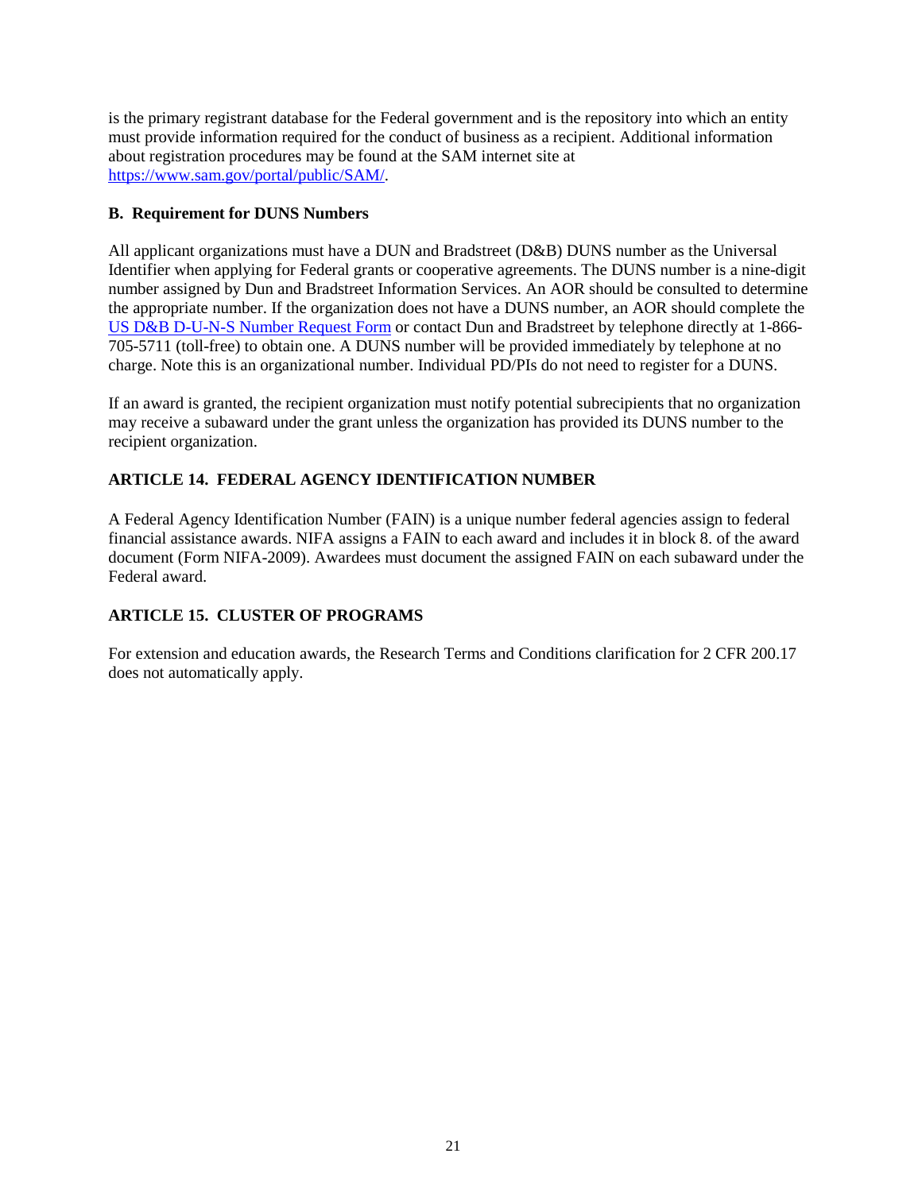is the primary registrant database for the Federal government and is the repository into which an entity must provide information required for the conduct of business as a recipient. Additional information about registration procedures may be found at the SAM internet site at [https://www.sam.gov/portal/public/SAM/](https://www.sam.gov/portal/public/SAM/).

**B. Requirement for DUNS Numbers**

All applicant organizations must have a DUN and Bradstreet (D&B) DUNS number as the Universal Identifier when applying for Federal grants or cooperative agreements. The DUNS number is a nine-digit number assigned by Dun and Bradstreet Information Services. An AOR should be consulted to determine the appropriate number. If the organization does not have a DUNS number, an AOR should complete the US D&B D-U-N-S Number Request Form or contact Dun and Bradstreet by telephone directly at 1-866-705-5711 (toll-free) to obtain one. A DUNS number will be provided immediately by telephone at no charge. Note this is an organizational number. Individual PD/PIs do not need to register for a DUNS.

If an award is granted, the recipient organization must notify potential subrecipients that no organization may receive a subaward under the grant unless the organization has provided its DUNS number to the recipient organization.

## ARTICLE 14. FEDERAL AGENCY IDENTIFICATION NUMBER

A Federal Agency Identification Number (FAIN) is a unique number federal agencies assign to federal financial assistance awards. NIFA assigns a FAIN to each award and includes it in block 8. of the award document (Form NIFA-2009). Awardees must document the assigned FAIN on each subaward under the Federal award.

## ARTICLE 15. CLUSTER OF PROGRAMS

For extension and education awards, the Research Terms and Conditions clarification for 2 CFR 200.17 does not automatically apply.